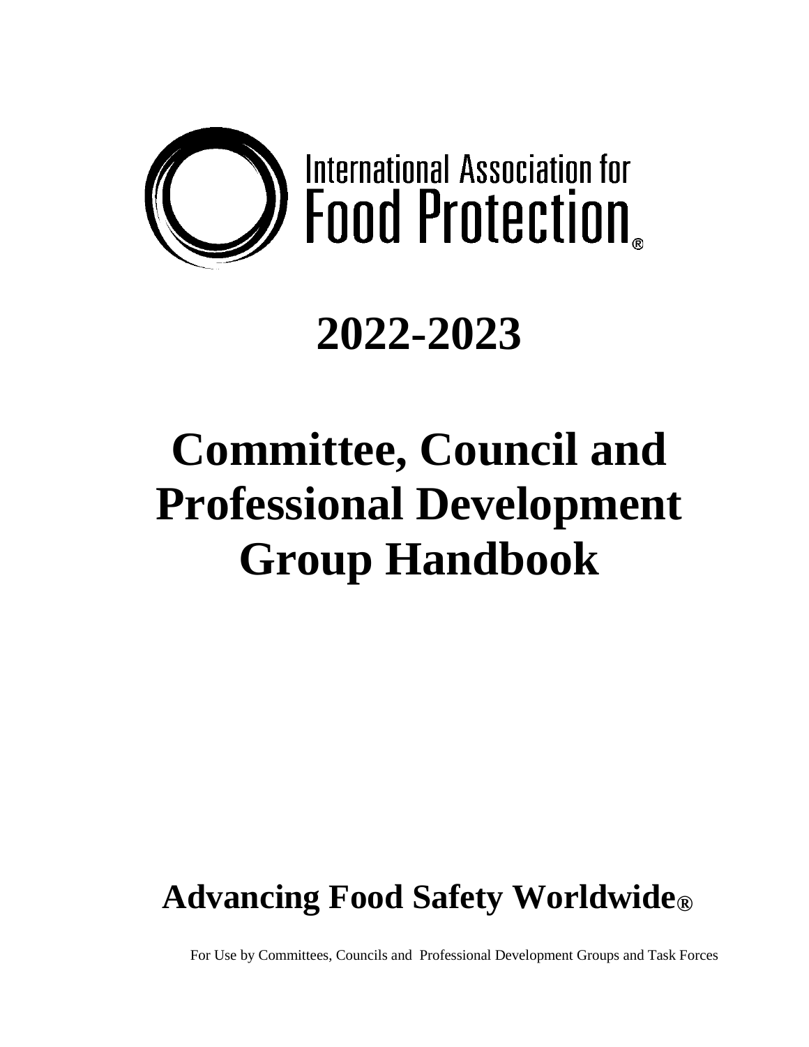International Association for Food Protection®

# 2022-2023

# Committee, Council and Professional Development Group Handbook

**Advancing Food Safety Worldwide®**

For Use by Committees, Councils and Professional Development Groups and Task Forces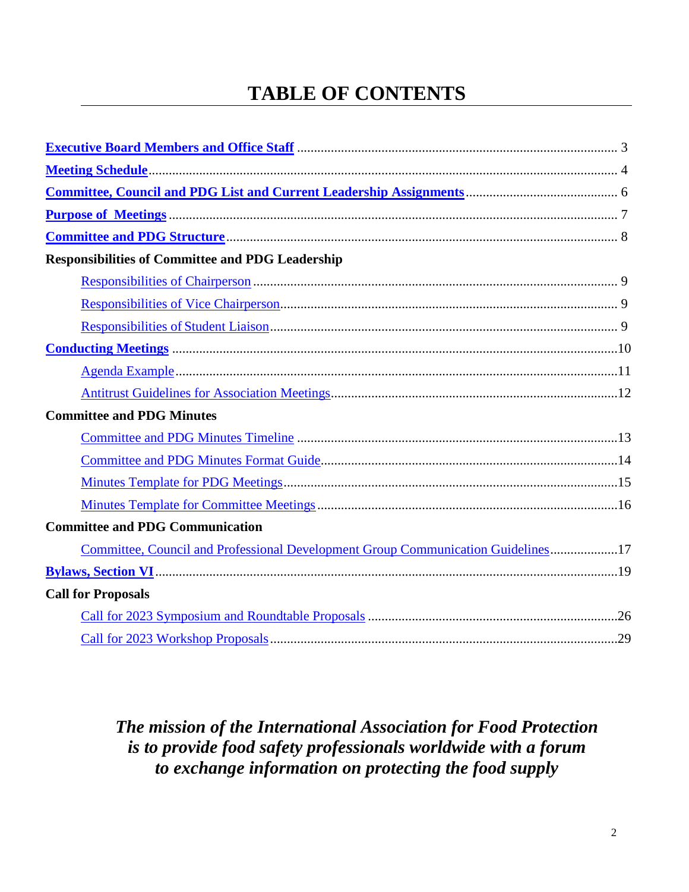# TABLE OF CONTENTS

**Executive Board Members and Office Staff** ........ 3

**Meeting Schedule** ........ 4

**Committee, Council and PDG List and Current Leadership Assignments** ........ 6

**Purpose of Meetings** ........ 7

**Committee and PDG Structure** ........ 8

**Responsibilities of Committee and PDG Leadership**

- Responsibilities of Chairperson ........ 9
- Responsibilities of Vice Chairperson ........ 9
- Responsibilities of Student Liaison ........ 9

**Conducting Meetings** ........ 10

- Agenda Example ........ 11
- Antitrust Guidelines for Association Meetings ........ 12

**Committee and PDG Minutes**

- Committee and PDG Minutes Timeline ........ 13
- Committee and PDG Minutes Format Guide ........ 14
- Minutes Template for PDG Meetings ........ 15
- Minutes Template for Committee Meetings ........ 16

**Committee and PDG Communication**

- Committee, Council and Professional Development Group Communication Guidelines ........ 17

**Bylaws, Section VI** ........ 19

**Call for Proposals**

- Call for 2023 Symposium and Roundtable Proposals ........ 26
- Call for 2023 Workshop Proposals ........ 29

***The mission of the International Association for Food Protection is to provide food safety professionals worldwide with a forum to exchange information on protecting the food supply***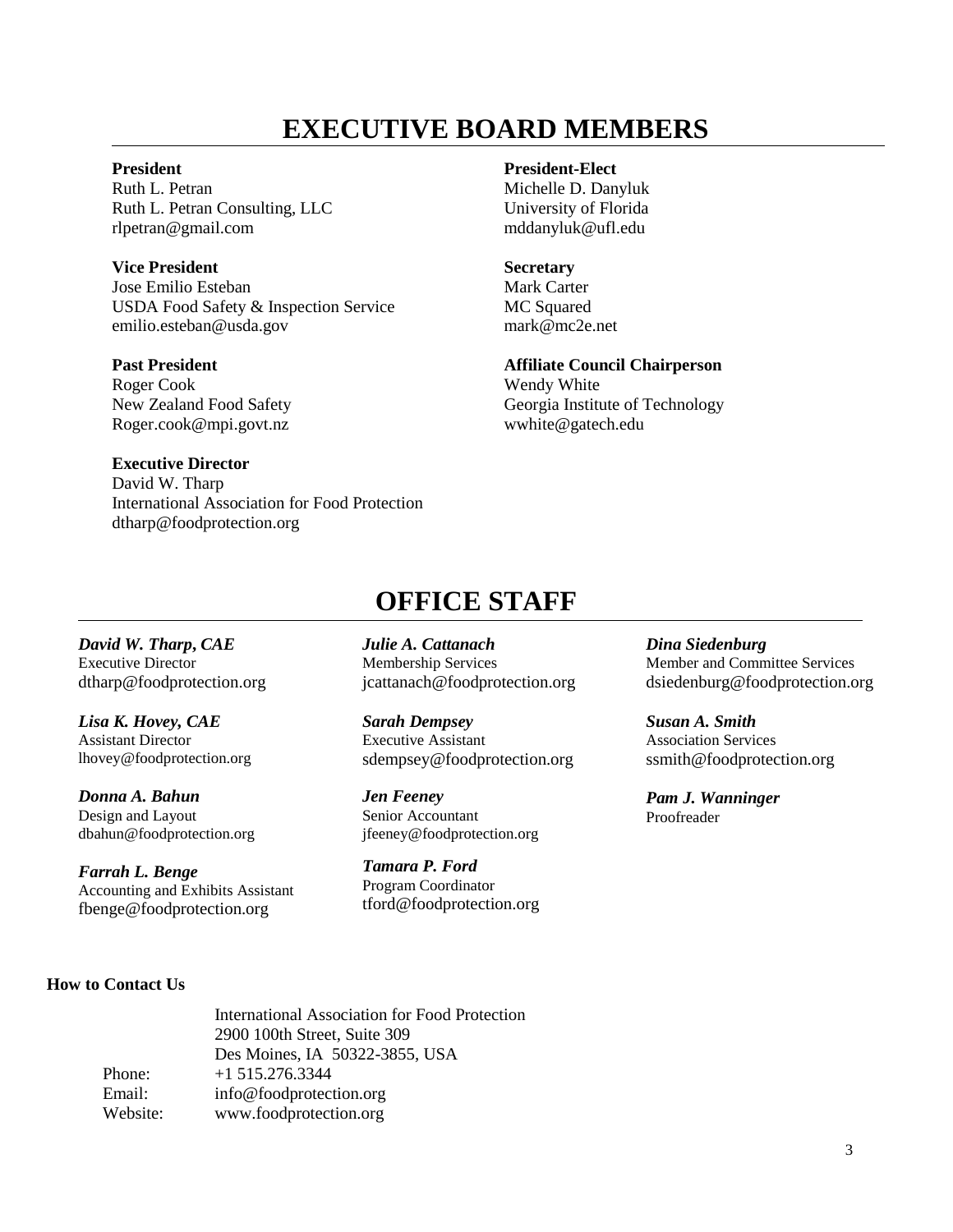# EXECUTIVE BOARD MEMBERS

**President**
Ruth L. Petran
Ruth L. Petran Consulting, LLC
rlpetran@gmail.com

**President-Elect**
Michelle D. Danyluk
University of Florida
mddanyluk@ufl.edu

**Vice President**
Jose Emilio Esteban
USDA Food Safety & Inspection Service
emilio.esteban@usda.gov

**Secretary**
Mark Carter
MC Squared
mark@mc2e.net

**Past President**
Roger Cook
New Zealand Food Safety
Roger.cook@mpi.govt.nz

**Affiliate Council Chairperson**
Wendy White
Georgia Institute of Technology
wwhite@gatech.edu

**Executive Director**
David W. Tharp
International Association for Food Protection
dtharp@foodprotection.org

# OFFICE STAFF

***David W. Tharp, CAE***
Executive Director
dtharp@foodprotection.org

***Lisa K. Hovey, CAE***
Assistant Director
lhovey@foodprotection.org

***Donna A. Bahun***
Design and Layout
dbahun@foodprotection.org

***Farrah L. Benge***
Accounting and Exhibits Assistant
fbenge@foodprotection.org

***Julie A. Cattanach***
Membership Services
jcattanach@foodprotection.org

***Sarah Dempsey***
Executive Assistant
sdempsey@foodprotection.org

***Jen Feeney***
Senior Accountant
jfeeney@foodprotection.org

***Tamara P. Ford***
Program Coordinator
tford@foodprotection.org

***Dina Siedenburg***
Member and Committee Services
dsiedenburg@foodprotection.org

***Susan A. Smith***
Association Services
ssmith@foodprotection.org

***Pam J. Wanninger***
Proofreader

**How to Contact Us**

International Association for Food Protection
2900 100th Street, Suite 309
Des Moines, IA 50322-3855, USA

Phone: +1 515.276.3344
Email: info@foodprotection.org
Website: www.foodprotection.org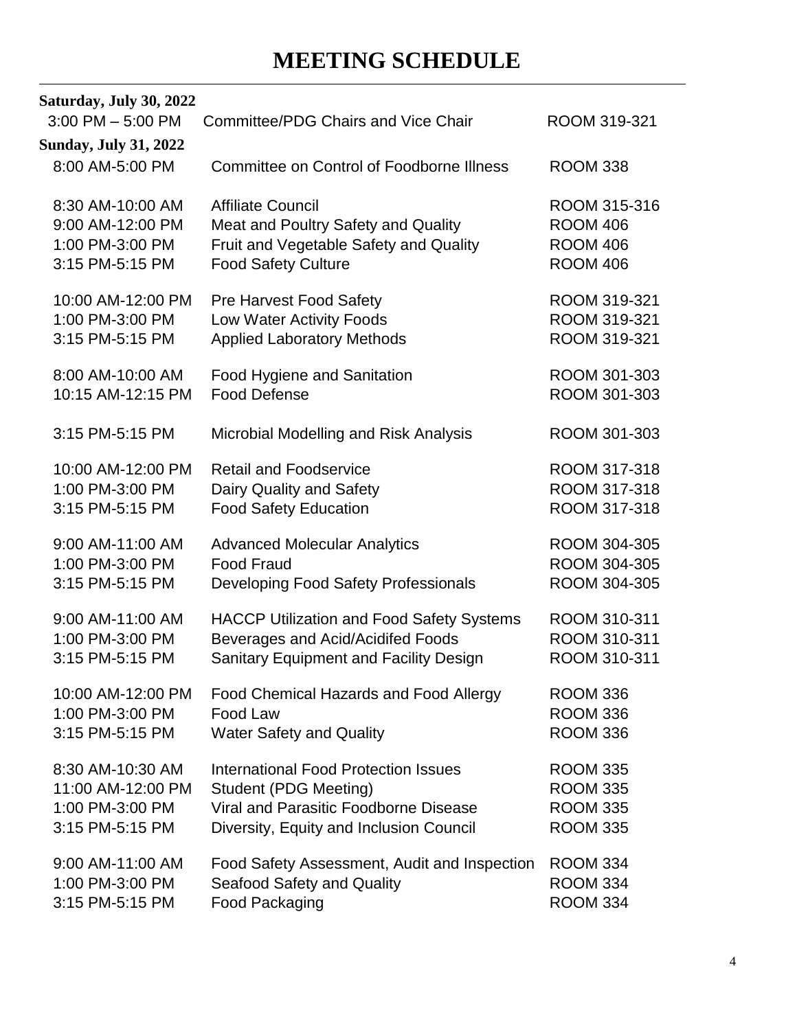# MEETING SCHEDULE

**Saturday, July 30, 2022**

| | | |
|---|---|---|
| 3:00 PM – 5:00 PM | Committee/PDG Chairs and Vice Chair | ROOM 319-321 |

**Sunday, July 31, 2022**

| | | |
|---|---|---|
| 8:00 AM-5:00 PM | Committee on Control of Foodborne Illness | ROOM 338 |
| | | |
| 8:30 AM-10:00 AM | Affiliate Council | ROOM 315-316 |
| 9:00 AM-12:00 PM | Meat and Poultry Safety and Quality | ROOM 406 |
| 1:00 PM-3:00 PM | Fruit and Vegetable Safety and Quality | ROOM 406 |
| 3:15 PM-5:15 PM | Food Safety Culture | ROOM 406 |
| | | |
| 10:00 AM-12:00 PM | Pre Harvest Food Safety | ROOM 319-321 |
| 1:00 PM-3:00 PM | Low Water Activity Foods | ROOM 319-321 |
| 3:15 PM-5:15 PM | Applied Laboratory Methods | ROOM 319-321 |
| | | |
| 8:00 AM-10:00 AM | Food Hygiene and Sanitation | ROOM 301-303 |
| 10:15 AM-12:15 PM | Food Defense | ROOM 301-303 |
| | | |
| 3:15 PM-5:15 PM | Microbial Modelling and Risk Analysis | ROOM 301-303 |
| | | |
| 10:00 AM-12:00 PM | Retail and Foodservice | ROOM 317-318 |
| 1:00 PM-3:00 PM | Dairy Quality and Safety | ROOM 317-318 |
| 3:15 PM-5:15 PM | Food Safety Education | ROOM 317-318 |
| | | |
| 9:00 AM-11:00 AM | Advanced Molecular Analytics | ROOM 304-305 |
| 1:00 PM-3:00 PM | Food Fraud | ROOM 304-305 |
| 3:15 PM-5:15 PM | Developing Food Safety Professionals | ROOM 304-305 |
| | | |
| 9:00 AM-11:00 AM | HACCP Utilization and Food Safety Systems | ROOM 310-311 |
| 1:00 PM-3:00 PM | Beverages and Acid/Acidifed Foods | ROOM 310-311 |
| 3:15 PM-5:15 PM | Sanitary Equipment and Facility Design | ROOM 310-311 |
| | | |
| 10:00 AM-12:00 PM | Food Chemical Hazards and Food Allergy | ROOM 336 |
| 1:00 PM-3:00 PM | Food Law | ROOM 336 |
| 3:15 PM-5:15 PM | Water Safety and Quality | ROOM 336 |
| | | |
| 8:30 AM-10:30 AM | International Food Protection Issues | ROOM 335 |
| 11:00 AM-12:00 PM | Student (PDG Meeting) | ROOM 335 |
| 1:00 PM-3:00 PM | Viral and Parasitic Foodborne Disease | ROOM 335 |
| 3:15 PM-5:15 PM | Diversity, Equity and Inclusion Council | ROOM 335 |
| | | |
| 9:00 AM-11:00 AM | Food Safety Assessment, Audit and Inspection | ROOM 334 |
| 1:00 PM-3:00 PM | Seafood Safety and Quality | ROOM 334 |
| 3:15 PM-5:15 PM | Food Packaging | ROOM 334 |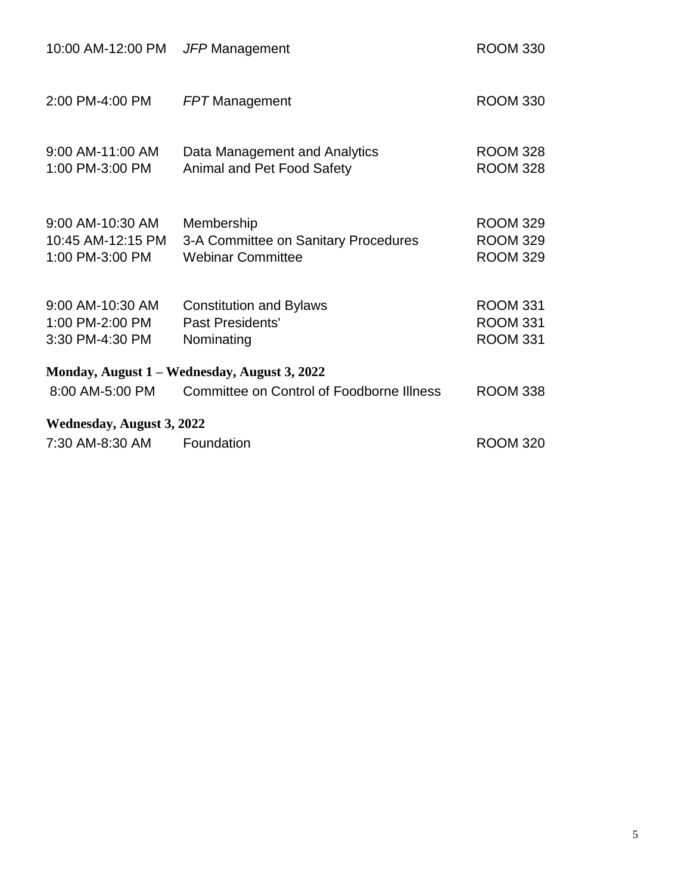| | | |
|---|---|---|
| 10:00 AM-12:00 PM | *JFP* Management | ROOM 330 |
| | | |
| 2:00 PM-4:00 PM | *FPT* Management | ROOM 330 |
| | | |
| 9:00 AM-11:00 AM | Data Management and Analytics | ROOM 328 |
| 1:00 PM-3:00 PM | Animal and Pet Food Safety | ROOM 328 |
| | | |
| 9:00 AM-10:30 AM | Membership | ROOM 329 |
| 10:45 AM-12:15 PM | 3-A Committee on Sanitary Procedures | ROOM 329 |
| 1:00 PM-3:00 PM | Webinar Committee | ROOM 329 |
| | | |
| 9:00 AM-10:30 AM | Constitution and Bylaws | ROOM 331 |
| 1:00 PM-2:00 PM | Past Presidents' | ROOM 331 |
| 3:30 PM-4:30 PM | Nominating | ROOM 331 |

**Monday, August 1 – Wednesday, August 3, 2022**

| | | |
|---|---|---|
| 8:00 AM-5:00 PM | Committee on Control of Foodborne Illness | ROOM 338 |

**Wednesday, August 3, 2022**

| | | |
|---|---|---|
| 7:30 AM-8:30 AM | Foundation | ROOM 320 |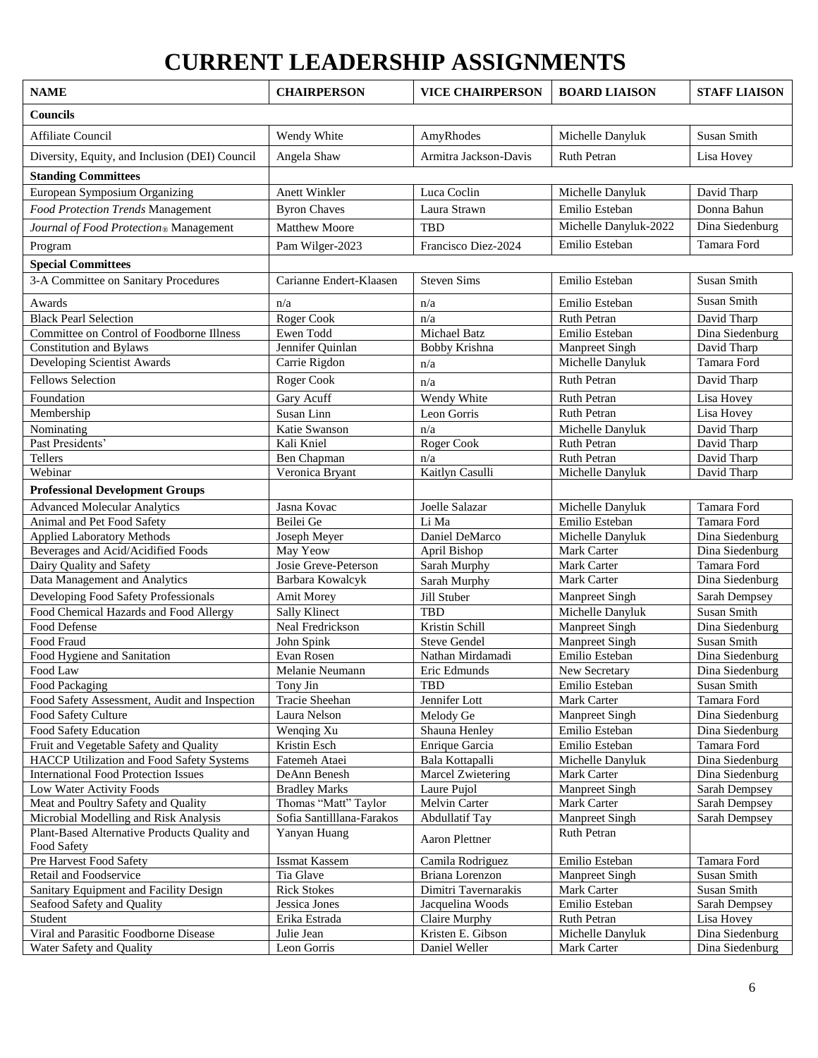# CURRENT LEADERSHIP ASSIGNMENTS

| NAME | CHAIRPERSON | VICE CHAIRPERSON | BOARD LIAISON | STAFF LIAISON |
|---|---|---|---|---|
| **Councils** | | | | |
| Affiliate Council | Wendy White | AmyRhodes | Michelle Danyluk | Susan Smith |
| Diversity, Equity, and Inclusion (DEI) Council | Angela Shaw | Armitra Jackson-Davis | Ruth Petran | Lisa Hovey |
| **Standing Committees** | | | | |
| European Symposium Organizing | Anett Winkler | Luca Coclin | Michelle Danyluk | David Tharp |
| *Food Protection Trends* Management | Byron Chaves | Laura Strawn | Emilio Esteban | Donna Bahun |
| *Journal of Food Protection*® Management | Matthew Moore | TBD | Michelle Danyluk-2022 | Dina Siedenburg |
| Program | Pam Wilger-2023 | Francisco Diez-2024 | Emilio Esteban | Tamara Ford |
| **Special Committees** | | | | |
| 3-A Committee on Sanitary Procedures | Carianne Endert-Klaasen | Steven Sims | Emilio Esteban | Susan Smith |
| Awards | n/a | n/a | Emilio Esteban | Susan Smith |
| Black Pearl Selection | Roger Cook | n/a | Ruth Petran | David Tharp |
| Committee on Control of Foodborne Illness | Ewen Todd | Michael Batz | Emilio Esteban | Dina Siedenburg |
| Constitution and Bylaws | Jennifer Quinlan | Bobby Krishna | Manpreet Singh | David Tharp |
| Developing Scientist Awards | Carrie Rigdon | n/a | Michelle Danyluk | Tamara Ford |
| Fellows Selection | Roger Cook | n/a | Ruth Petran | David Tharp |
| Foundation | Gary Acuff | Wendy White | Ruth Petran | Lisa Hovey |
| Membership | Susan Linn | Leon Gorris | Ruth Petran | Lisa Hovey |
| Nominating | Katie Swanson | n/a | Michelle Danyluk | David Tharp |
| Past Presidents' | Kali Kniel | Roger Cook | Ruth Petran | David Tharp |
| Tellers | Ben Chapman | n/a | Ruth Petran | David Tharp |
| Webinar | Veronica Bryant | Kaitlyn Casulli | Michelle Danyluk | David Tharp |
| **Professional Development Groups** | | | | |
| Advanced Molecular Analytics | Jasna Kovac | Joelle Salazar | Michelle Danyluk | Tamara Ford |
| Animal and Pet Food Safety | Beilei Ge | Li Ma | Emilio Esteban | Tamara Ford |
| Applied Laboratory Methods | Joseph Meyer | Daniel DeMarco | Michelle Danyluk | Dina Siedenburg |
| Beverages and Acid/Acidified Foods | May Yeow | April Bishop | Mark Carter | Dina Siedenburg |
| Dairy Quality and Safety | Josie Greve-Peterson | Sarah Murphy | Mark Carter | Tamara Ford |
| Data Management and Analytics | Barbara Kowalcyk | Sarah Murphy | Mark Carter | Dina Siedenburg |
| Developing Food Safety Professionals | Amit Morey | Jill Stuber | Manpreet Singh | Sarah Dempsey |
| Food Chemical Hazards and Food Allergy | Sally Klinect | TBD | Michelle Danyluk | Susan Smith |
| Food Defense | Neal Fredrickson | Kristin Schill | Manpreet Singh | Dina Siedenburg |
| Food Fraud | John Spink | Steve Gendel | Manpreet Singh | Susan Smith |
| Food Hygiene and Sanitation | Evan Rosen | Nathan Mirdamadi | Emilio Esteban | Dina Siedenburg |
| Food Law | Melanie Neumann | Eric Edmunds | New Secretary | Dina Siedenburg |
| Food Packaging | Tony Jin | TBD | Emilio Esteban | Susan Smith |
| Food Safety Assessment, Audit and Inspection | Tracie Sheehan | Jennifer Lott | Mark Carter | Tamara Ford |
| Food Safety Culture | Laura Nelson | Melody Ge | Manpreet Singh | Dina Siedenburg |
| Food Safety Education | Wenqing Xu | Shauna Henley | Emilio Esteban | Dina Siedenburg |
| Fruit and Vegetable Safety and Quality | Kristin Esch | Enrique Garcia | Emilio Esteban | Tamara Ford |
| HACCP Utilization and Food Safety Systems | Fatemeh Ataei | Bala Kottapalli | Michelle Danyluk | Dina Siedenburg |
| International Food Protection Issues | DeAnn Benesh | Marcel Zwietering | Mark Carter | Dina Siedenburg |
| Low Water Activity Foods | Bradley Marks | Laure Pujol | Manpreet Singh | Sarah Dempsey |
| Meat and Poultry Safety and Quality | Thomas "Matt" Taylor | Melvin Carter | Mark Carter | Sarah Dempsey |
| Microbial Modelling and Risk Analysis | Sofia Santilllana-Farakos | Abdullatif Tay | Manpreet Singh | Sarah Dempsey |
| Plant-Based Alternative Products Quality and Food Safety | Yanyan Huang | Aaron Plettner | Ruth Petran | |
| Pre Harvest Food Safety | Issmat Kassem | Camila Rodriguez | Emilio Esteban | Tamara Ford |
| Retail and Foodservice | Tia Glave | Briana Lorenzon | Manpreet Singh | Susan Smith |
| Sanitary Equipment and Facility Design | Rick Stokes | Dimitri Tavernarakis | Mark Carter | Susan Smith |
| Seafood Safety and Quality | Jessica Jones | Jacquelina Woods | Emilio Esteban | Sarah Dempsey |
| Student | Erika Estrada | Claire Murphy | Ruth Petran | Lisa Hovey |
| Viral and Parasitic Foodborne Disease | Julie Jean | Kristen E. Gibson | Michelle Danyluk | Dina Siedenburg |
| Water Safety and Quality | Leon Gorris | Daniel Weller | Mark Carter | Dina Siedenburg |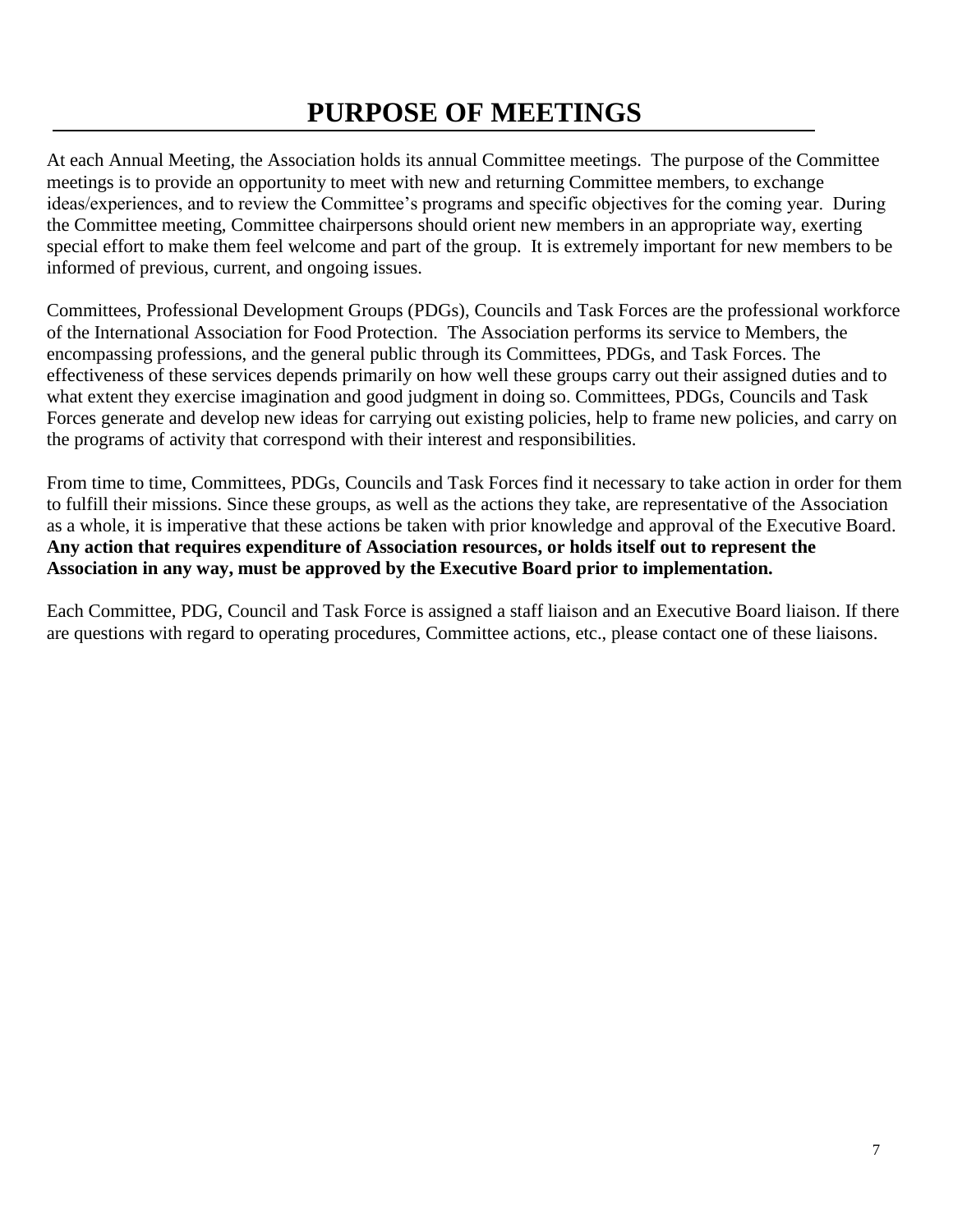# PURPOSE OF MEETINGS

At each Annual Meeting, the Association holds its annual Committee meetings. The purpose of the Committee meetings is to provide an opportunity to meet with new and returning Committee members, to exchange ideas/experiences, and to review the Committee's programs and specific objectives for the coming year. During the Committee meeting, Committee chairpersons should orient new members in an appropriate way, exerting special effort to make them feel welcome and part of the group. It is extremely important for new members to be informed of previous, current, and ongoing issues.

Committees, Professional Development Groups (PDGs), Councils and Task Forces are the professional workforce of the International Association for Food Protection. The Association performs its service to Members, the encompassing professions, and the general public through its Committees, PDGs, and Task Forces. The effectiveness of these services depends primarily on how well these groups carry out their assigned duties and to what extent they exercise imagination and good judgment in doing so. Committees, PDGs, Councils and Task Forces generate and develop new ideas for carrying out existing policies, help to frame new policies, and carry on the programs of activity that correspond with their interest and responsibilities.

From time to time, Committees, PDGs, Councils and Task Forces find it necessary to take action in order for them to fulfill their missions. Since these groups, as well as the actions they take, are representative of the Association as a whole, it is imperative that these actions be taken with prior knowledge and approval of the Executive Board. **Any action that requires expenditure of Association resources, or holds itself out to represent the Association in any way, must be approved by the Executive Board prior to implementation.**

Each Committee, PDG, Council and Task Force is assigned a staff liaison and an Executive Board liaison. If there are questions with regard to operating procedures, Committee actions, etc., please contact one of these liaisons.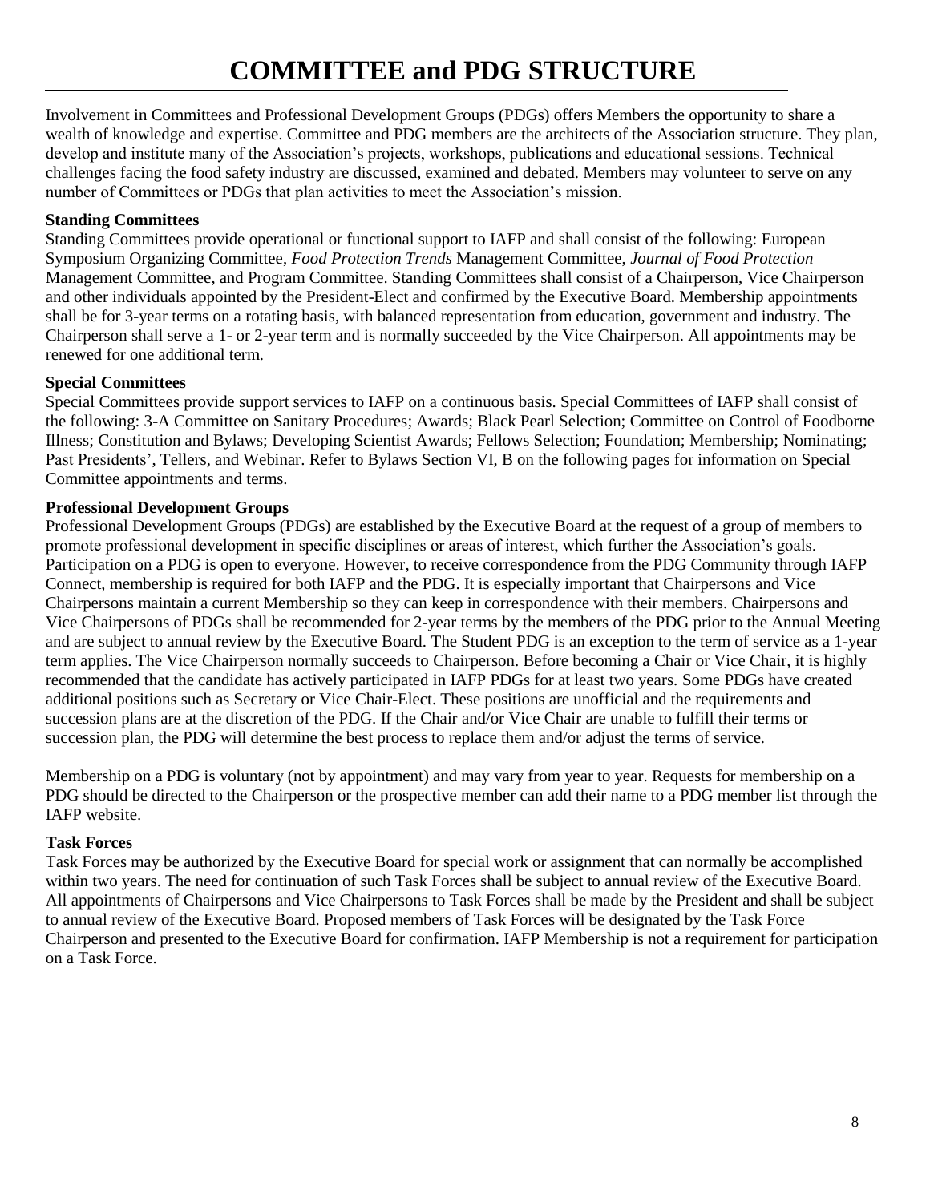# COMMITTEE and PDG STRUCTURE

Involvement in Committees and Professional Development Groups (PDGs) offers Members the opportunity to share a wealth of knowledge and expertise. Committee and PDG members are the architects of the Association structure. They plan, develop and institute many of the Association's projects, workshops, publications and educational sessions. Technical challenges facing the food safety industry are discussed, examined and debated. Members may volunteer to serve on any number of Committees or PDGs that plan activities to meet the Association's mission.

**Standing Committees**

Standing Committees provide operational or functional support to IAFP and shall consist of the following: European Symposium Organizing Committee, *Food Protection Trends* Management Committee, *Journal of Food Protection* Management Committee, and Program Committee. Standing Committees shall consist of a Chairperson, Vice Chairperson and other individuals appointed by the President-Elect and confirmed by the Executive Board. Membership appointments shall be for 3-year terms on a rotating basis, with balanced representation from education, government and industry. The Chairperson shall serve a 1- or 2-year term and is normally succeeded by the Vice Chairperson. All appointments may be renewed for one additional term.

**Special Committees**

Special Committees provide support services to IAFP on a continuous basis. Special Committees of IAFP shall consist of the following: 3-A Committee on Sanitary Procedures; Awards; Black Pearl Selection; Committee on Control of Foodborne Illness; Constitution and Bylaws; Developing Scientist Awards; Fellows Selection; Foundation; Membership; Nominating; Past Presidents', Tellers, and Webinar. Refer to Bylaws Section VI, B on the following pages for information on Special Committee appointments and terms.

**Professional Development Groups**

Professional Development Groups (PDGs) are established by the Executive Board at the request of a group of members to promote professional development in specific disciplines or areas of interest, which further the Association's goals. Participation on a PDG is open to everyone. However, to receive correspondence from the PDG Community through IAFP Connect, membership is required for both IAFP and the PDG. It is especially important that Chairpersons and Vice Chairpersons maintain a current Membership so they can keep in correspondence with their members. Chairpersons and Vice Chairpersons of PDGs shall be recommended for 2-year terms by the members of the PDG prior to the Annual Meeting and are subject to annual review by the Executive Board. The Student PDG is an exception to the term of service as a 1-year term applies. The Vice Chairperson normally succeeds to Chairperson. Before becoming a Chair or Vice Chair, it is highly recommended that the candidate has actively participated in IAFP PDGs for at least two years. Some PDGs have created additional positions such as Secretary or Vice Chair-Elect. These positions are unofficial and the requirements and succession plans are at the discretion of the PDG. If the Chair and/or Vice Chair are unable to fulfill their terms or succession plan, the PDG will determine the best process to replace them and/or adjust the terms of service.

Membership on a PDG is voluntary (not by appointment) and may vary from year to year. Requests for membership on a PDG should be directed to the Chairperson or the prospective member can add their name to a PDG member list through the IAFP website.

**Task Forces**

Task Forces may be authorized by the Executive Board for special work or assignment that can normally be accomplished within two years. The need for continuation of such Task Forces shall be subject to annual review of the Executive Board. All appointments of Chairpersons and Vice Chairpersons to Task Forces shall be made by the President and shall be subject to annual review of the Executive Board. Proposed members of Task Forces will be designated by the Task Force Chairperson and presented to the Executive Board for confirmation. IAFP Membership is not a requirement for participation on a Task Force.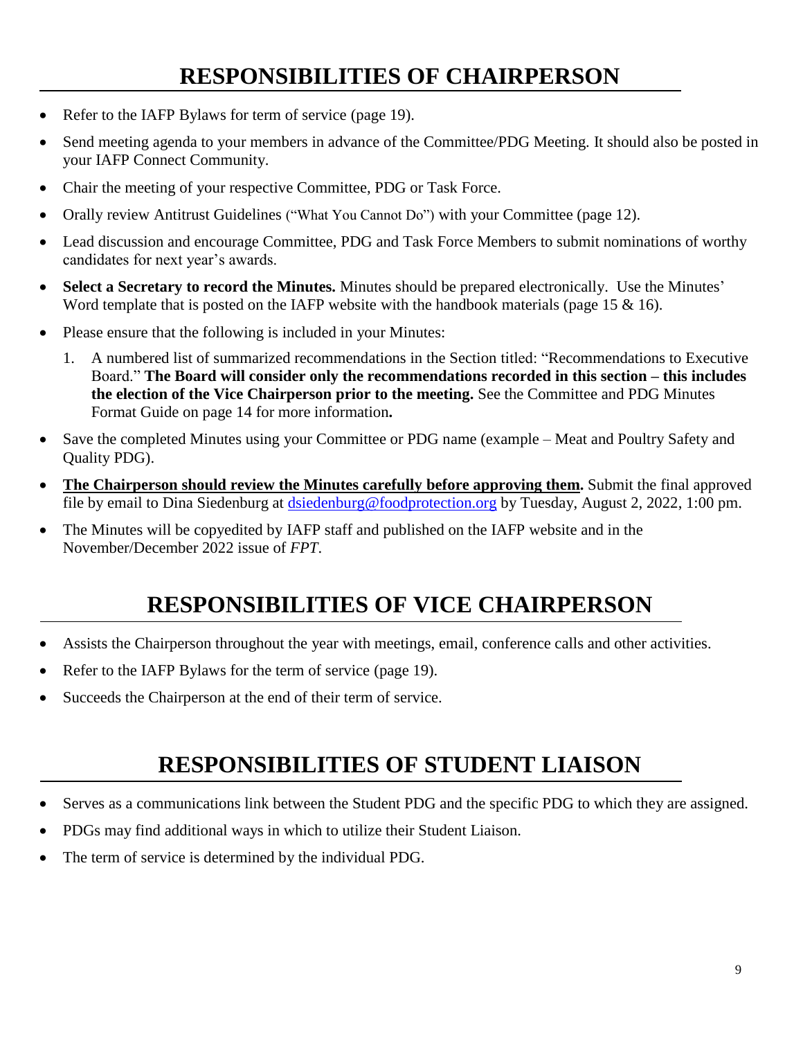# RESPONSIBILITIES OF CHAIRPERSON

- Refer to the IAFP Bylaws for term of service (page 19).
- Send meeting agenda to your members in advance of the Committee/PDG Meeting. It should also be posted in your IAFP Connect Community.
- Chair the meeting of your respective Committee, PDG or Task Force.
- Orally review Antitrust Guidelines ("What You Cannot Do") with your Committee (page 12).
- Lead discussion and encourage Committee, PDG and Task Force Members to submit nominations of worthy candidates for next year's awards.
- **Select a Secretary to record the Minutes.** Minutes should be prepared electronically. Use the Minutes' Word template that is posted on the IAFP website with the handbook materials (page 15 & 16).
- Please ensure that the following is included in your Minutes:
  1. A numbered list of summarized recommendations in the Section titled: "Recommendations to Executive Board." **The Board will consider only the recommendations recorded in this section – this includes the election of the Vice Chairperson prior to the meeting.** See the Committee and PDG Minutes Format Guide on page 14 for more information**.**
- Save the completed Minutes using your Committee or PDG name (example – Meat and Poultry Safety and Quality PDG).
- **<u>The Chairperson should review the Minutes carefully before approving them</u>.** Submit the final approved file by email to Dina Siedenburg at dsiedenburg@foodprotection.org by Tuesday, August 2, 2022, 1:00 pm.
- The Minutes will be copyedited by IAFP staff and published on the IAFP website and in the November/December 2022 issue of *FPT*.

# RESPONSIBILITIES OF VICE CHAIRPERSON

- Assists the Chairperson throughout the year with meetings, email, conference calls and other activities.
- Refer to the IAFP Bylaws for the term of service (page 19).
- Succeeds the Chairperson at the end of their term of service.

# RESPONSIBILITIES OF STUDENT LIAISON

- Serves as a communications link between the Student PDG and the specific PDG to which they are assigned.
- PDGs may find additional ways in which to utilize their Student Liaison.
- The term of service is determined by the individual PDG.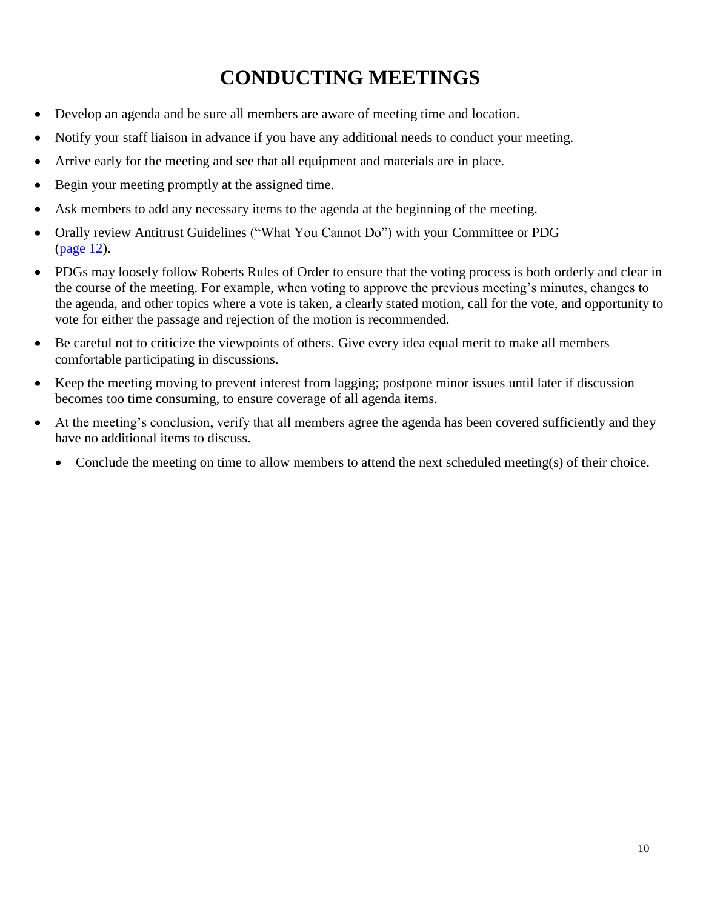# CONDUCTING MEETINGS

- Develop an agenda and be sure all members are aware of meeting time and location.
- Notify your staff liaison in advance if you have any additional needs to conduct your meeting.
- Arrive early for the meeting and see that all equipment and materials are in place.
- Begin your meeting promptly at the assigned time.
- Ask members to add any necessary items to the agenda at the beginning of the meeting.
- Orally review Antitrust Guidelines ("What You Cannot Do") with your Committee or PDG (page 12).
- PDGs may loosely follow Roberts Rules of Order to ensure that the voting process is both orderly and clear in the course of the meeting. For example, when voting to approve the previous meeting's minutes, changes to the agenda, and other topics where a vote is taken, a clearly stated motion, call for the vote, and opportunity to vote for either the passage and rejection of the motion is recommended.
- Be careful not to criticize the viewpoints of others. Give every idea equal merit to make all members comfortable participating in discussions.
- Keep the meeting moving to prevent interest from lagging; postpone minor issues until later if discussion becomes too time consuming, to ensure coverage of all agenda items.
- At the meeting's conclusion, verify that all members agree the agenda has been covered sufficiently and they have no additional items to discuss.
  - Conclude the meeting on time to allow members to attend the next scheduled meeting(s) of their choice.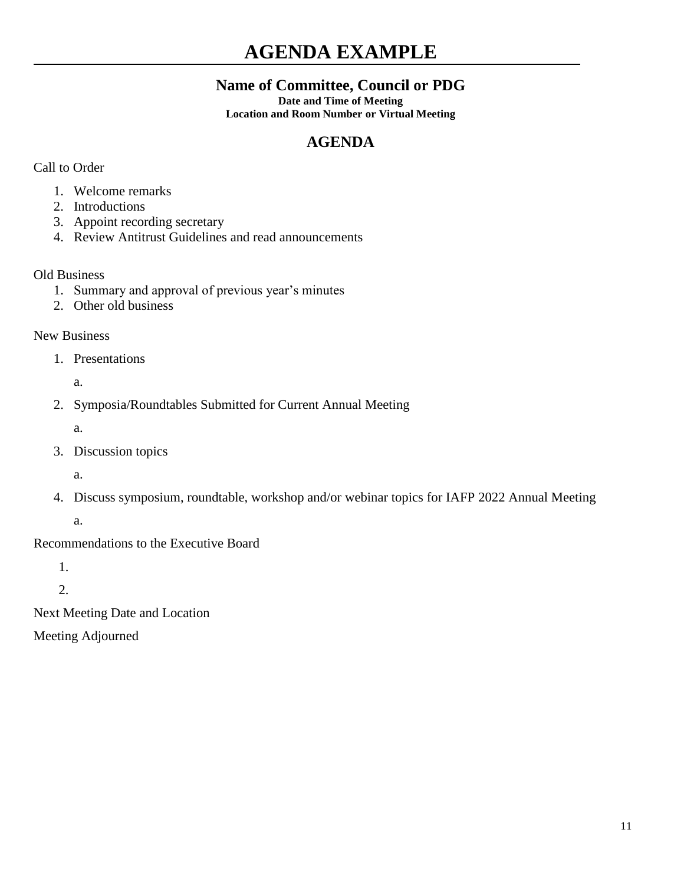# AGENDA EXAMPLE

## Name of Committee, Council or PDG

**Date and Time of Meeting**
**Location and Room Number or Virtual Meeting**

## AGENDA

Call to Order

1. Welcome remarks
2. Introductions
3. Appoint recording secretary
4. Review Antitrust Guidelines and read announcements

Old Business

1. Summary and approval of previous year's minutes
2. Other old business

New Business

1. Presentations

   a.

2. Symposia/Roundtables Submitted for Current Annual Meeting

   a.

3. Discussion topics

   a.

4. Discuss symposium, roundtable, workshop and/or webinar topics for IAFP 2022 Annual Meeting

   a.

Recommendations to the Executive Board

1.

2.

Next Meeting Date and Location

Meeting Adjourned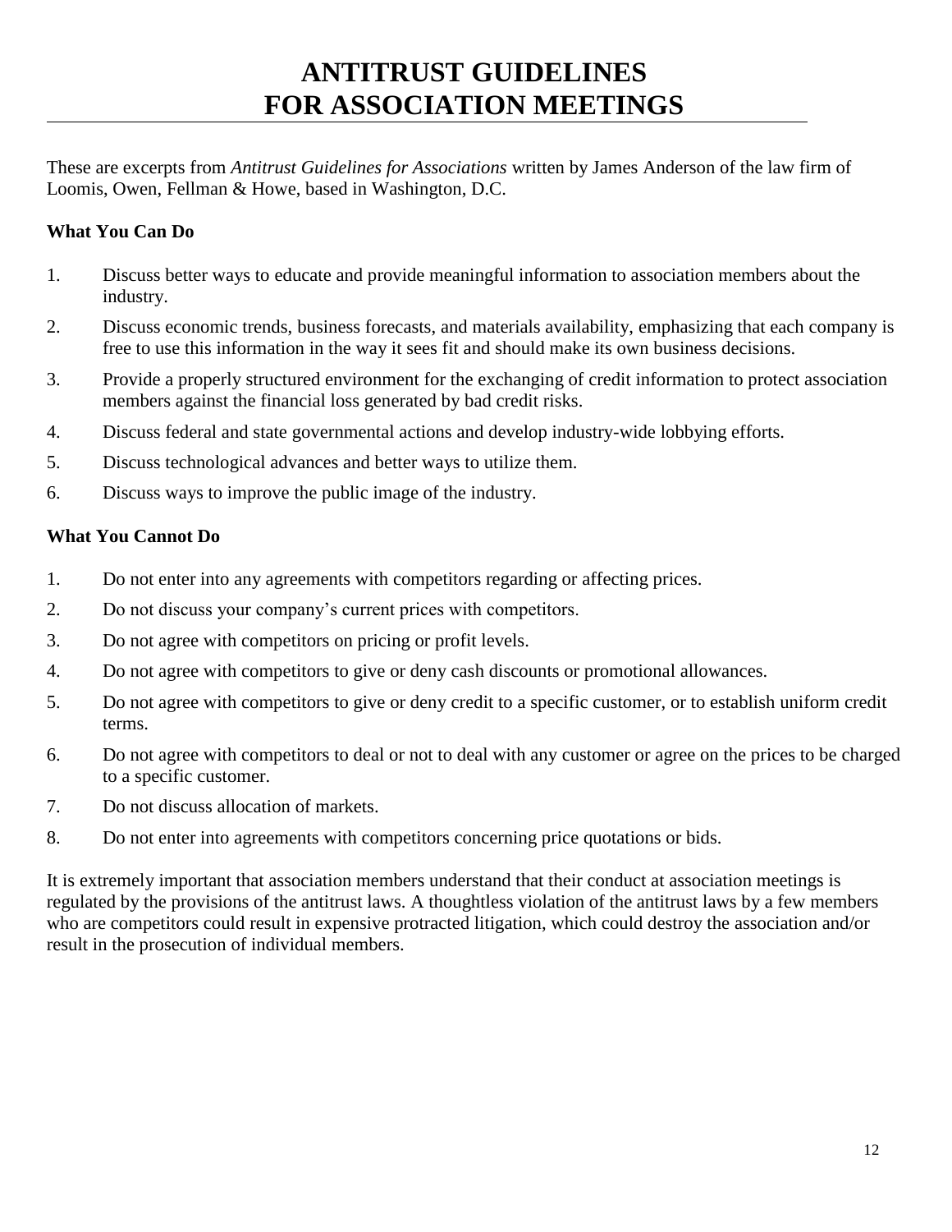# ANTITRUST GUIDELINES FOR ASSOCIATION MEETINGS

These are excerpts from *Antitrust Guidelines for Associations* written by James Anderson of the law firm of Loomis, Owen, Fellman & Howe, based in Washington, D.C.

**What You Can Do**

1. Discuss better ways to educate and provide meaningful information to association members about the industry.
2. Discuss economic trends, business forecasts, and materials availability, emphasizing that each company is free to use this information in the way it sees fit and should make its own business decisions.
3. Provide a properly structured environment for the exchanging of credit information to protect association members against the financial loss generated by bad credit risks.
4. Discuss federal and state governmental actions and develop industry-wide lobbying efforts.
5. Discuss technological advances and better ways to utilize them.
6. Discuss ways to improve the public image of the industry.

**What You Cannot Do**

1. Do not enter into any agreements with competitors regarding or affecting prices.
2. Do not discuss your company's current prices with competitors.
3. Do not agree with competitors on pricing or profit levels.
4. Do not agree with competitors to give or deny cash discounts or promotional allowances.
5. Do not agree with competitors to give or deny credit to a specific customer, or to establish uniform credit terms.
6. Do not agree with competitors to deal or not to deal with any customer or agree on the prices to be charged to a specific customer.
7. Do not discuss allocation of markets.
8. Do not enter into agreements with competitors concerning price quotations or bids.

It is extremely important that association members understand that their conduct at association meetings is regulated by the provisions of the antitrust laws. A thoughtless violation of the antitrust laws by a few members who are competitors could result in expensive protracted litigation, which could destroy the association and/or result in the prosecution of individual members.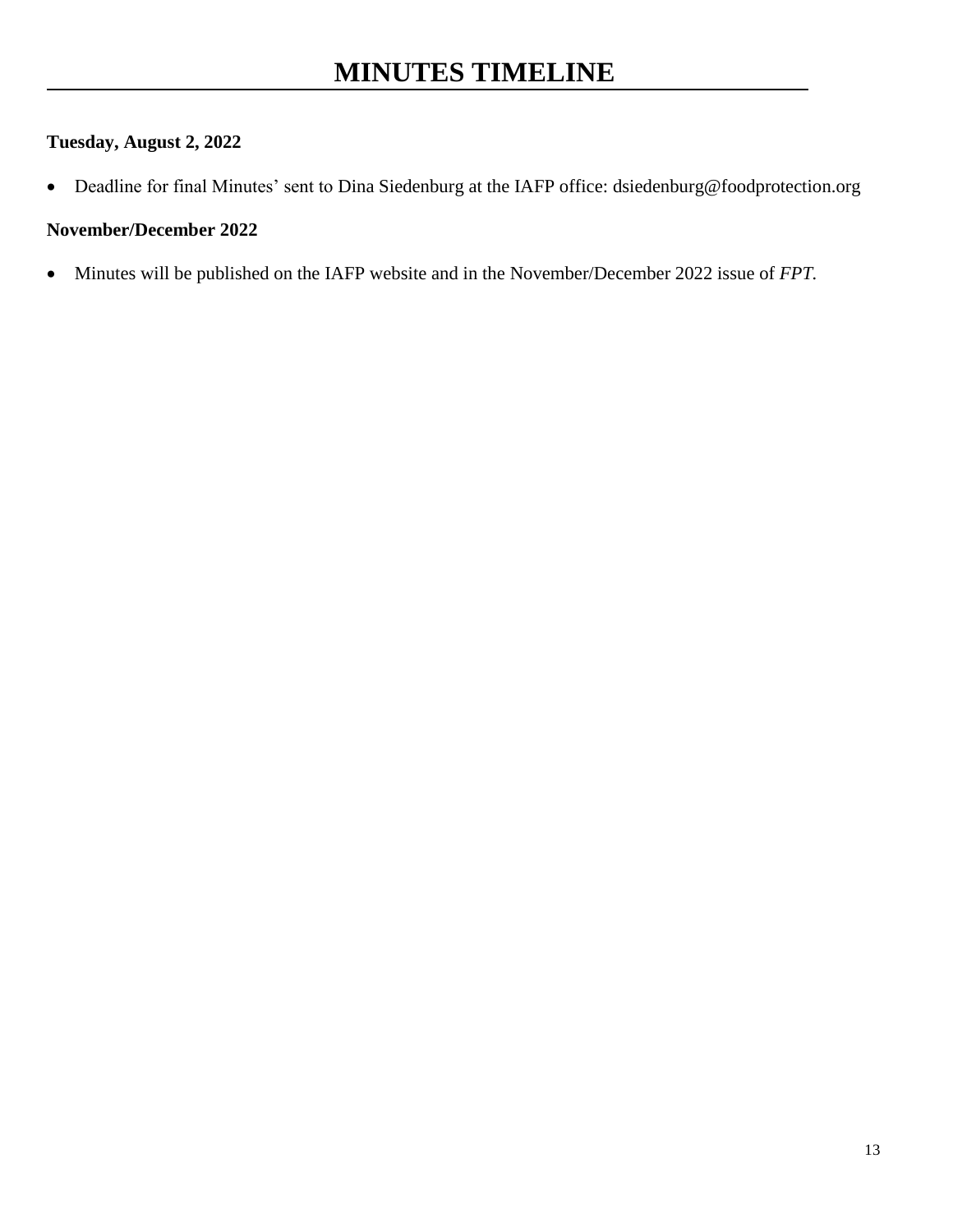# MINUTES TIMELINE

**Tuesday, August 2, 2022**

- Deadline for final Minutes' sent to Dina Siedenburg at the IAFP office: dsiedenburg@foodprotection.org

**November/December 2022**

- Minutes will be published on the IAFP website and in the November/December 2022 issue of *FPT.*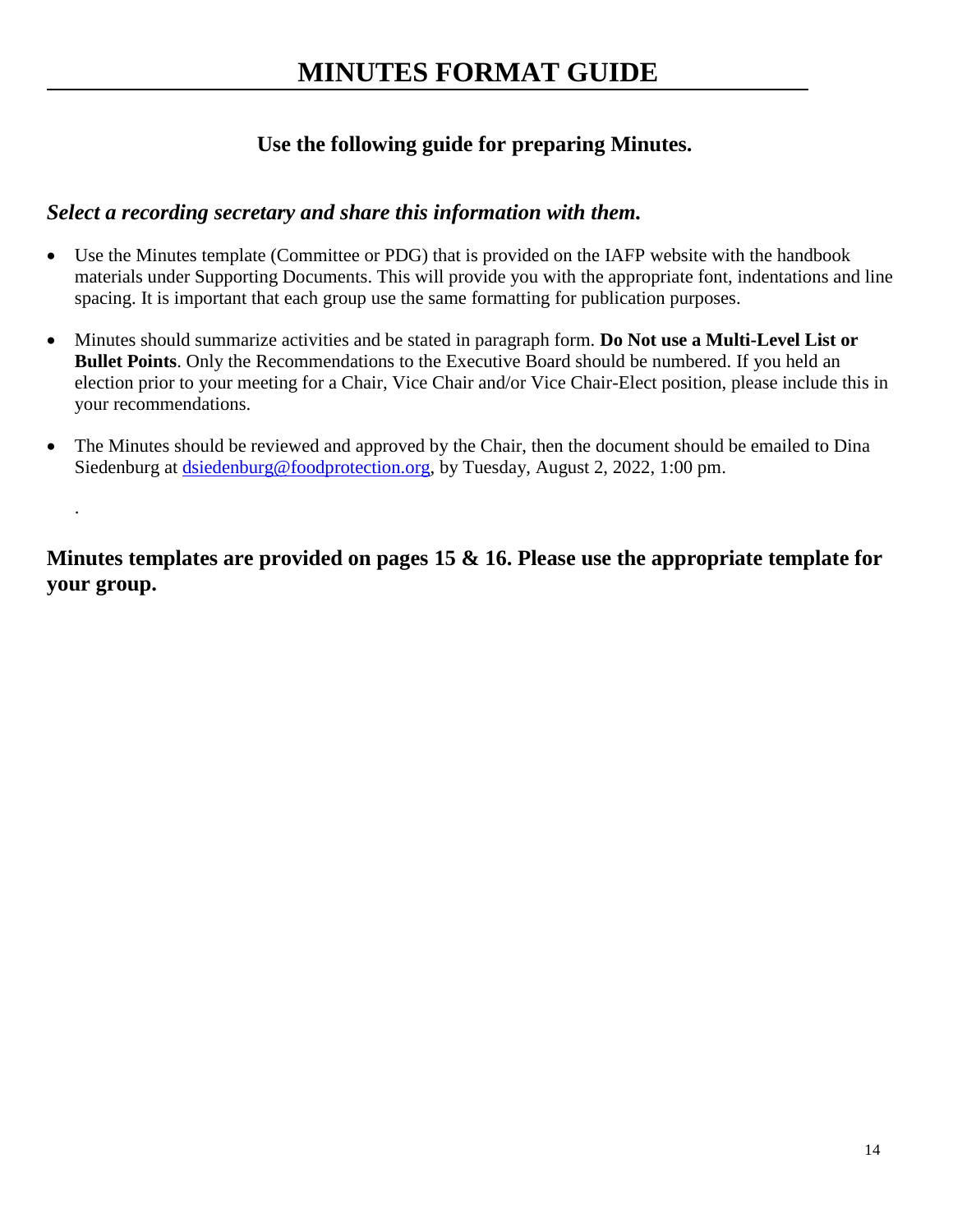# MINUTES FORMAT GUIDE

**Use the following guide for preparing Minutes.**

***Select a recording secretary and share this information with them.***

- Use the Minutes template (Committee or PDG) that is provided on the IAFP website with the handbook materials under Supporting Documents. This will provide you with the appropriate font, indentations and line spacing. It is important that each group use the same formatting for publication purposes.

- Minutes should summarize activities and be stated in paragraph form. **Do Not use a Multi-Level List or Bullet Points**. Only the Recommendations to the Executive Board should be numbered. If you held an election prior to your meeting for a Chair, Vice Chair and/or Vice Chair-Elect position, please include this in your recommendations.

- The Minutes should be reviewed and approved by the Chair, then the document should be emailed to Dina Siedenburg at dsiedenburg@foodprotection.org, by Tuesday, August 2, 2022, 1:00 pm.

.

**Minutes templates are provided on pages 15 & 16. Please use the appropriate template for your group.**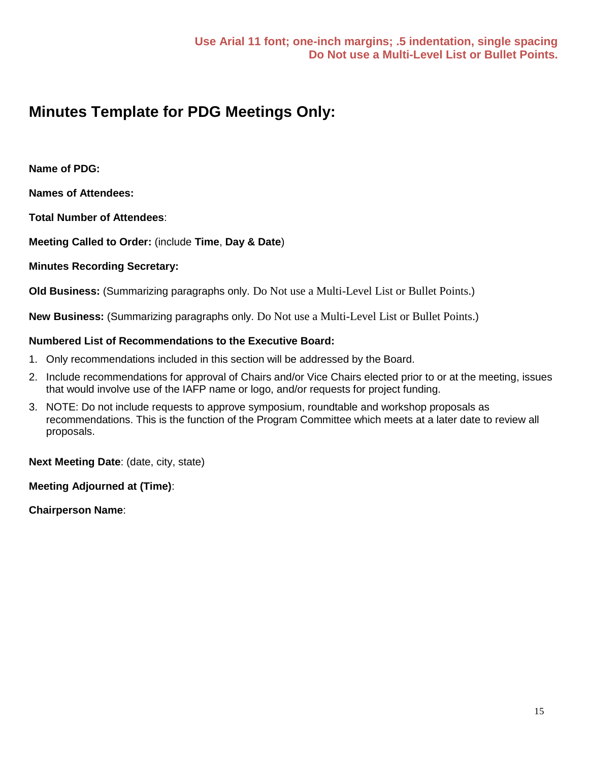**Use Arial 11 font; one-inch margins; .5 indentation, single spacing**
**Do Not use a Multi-Level List or Bullet Points.**

## Minutes Template for PDG Meetings Only:

**Name of PDG:**

**Names of Attendees:**

**Total Number of Attendees**:

**Meeting Called to Order:** (include **Time**, **Day & Date**)

**Minutes Recording Secretary:**

**Old Business:** (Summarizing paragraphs only. Do Not use a Multi-Level List or Bullet Points.)

**New Business:** (Summarizing paragraphs only. Do Not use a Multi-Level List or Bullet Points.)

**Numbered List of Recommendations to the Executive Board:**

1. Only recommendations included in this section will be addressed by the Board.
2. Include recommendations for approval of Chairs and/or Vice Chairs elected prior to or at the meeting, issues that would involve use of the IAFP name or logo, and/or requests for project funding.
3. NOTE: Do not include requests to approve symposium, roundtable and workshop proposals as recommendations. This is the function of the Program Committee which meets at a later date to review all proposals.

**Next Meeting Date**: (date, city, state)

**Meeting Adjourned at (Time)**:

**Chairperson Name**: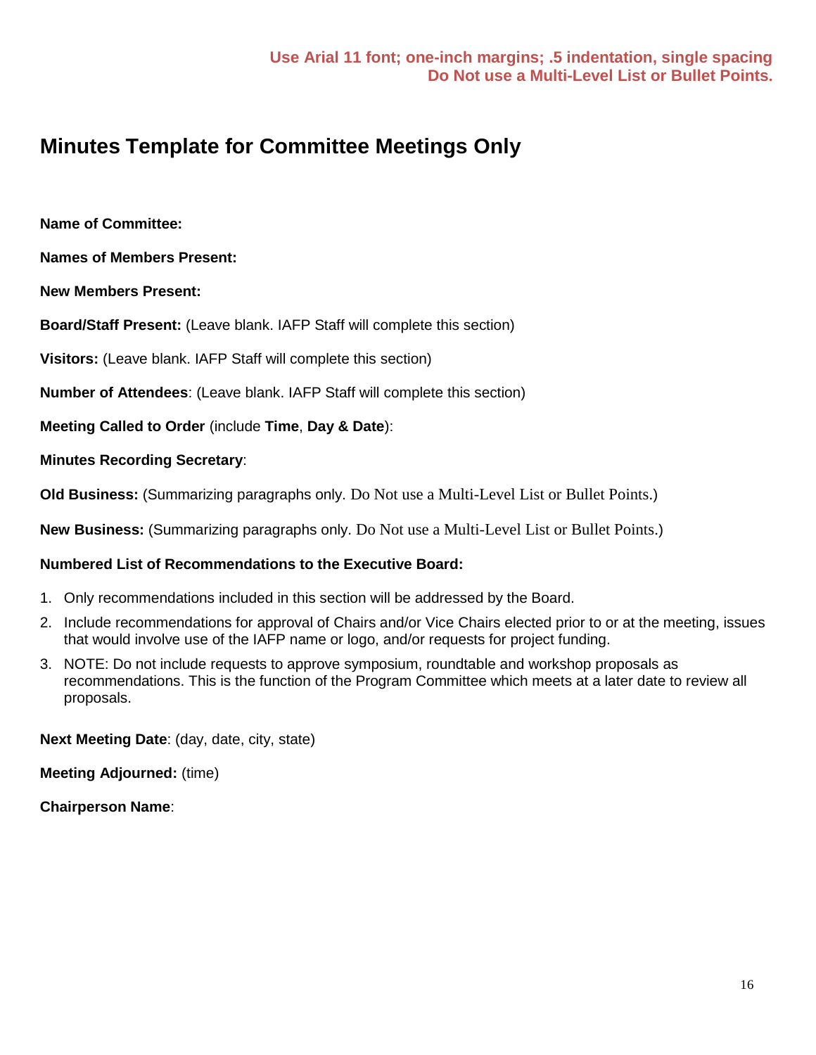**Use Arial 11 font; one-inch margins; .5 indentation, single spacing**
**Do Not use a Multi-Level List or Bullet Points.**

# Minutes Template for Committee Meetings Only

**Name of Committee:**

**Names of Members Present:**

**New Members Present:**

**Board/Staff Present:** (Leave blank. IAFP Staff will complete this section)

**Visitors:** (Leave blank. IAFP Staff will complete this section)

**Number of Attendees**: (Leave blank. IAFP Staff will complete this section)

**Meeting Called to Order** (include **Time**, **Day & Date**):

**Minutes Recording Secretary**:

**Old Business:** (Summarizing paragraphs only. Do Not use a Multi-Level List or Bullet Points.)

**New Business:** (Summarizing paragraphs only. Do Not use a Multi-Level List or Bullet Points.)

**Numbered List of Recommendations to the Executive Board:**

1. Only recommendations included in this section will be addressed by the Board.
2. Include recommendations for approval of Chairs and/or Vice Chairs elected prior to or at the meeting, issues that would involve use of the IAFP name or logo, and/or requests for project funding.
3. NOTE: Do not include requests to approve symposium, roundtable and workshop proposals as recommendations. This is the function of the Program Committee which meets at a later date to review all proposals.

**Next Meeting Date**: (day, date, city, state)

**Meeting Adjourned:** (time)

**Chairperson Name**: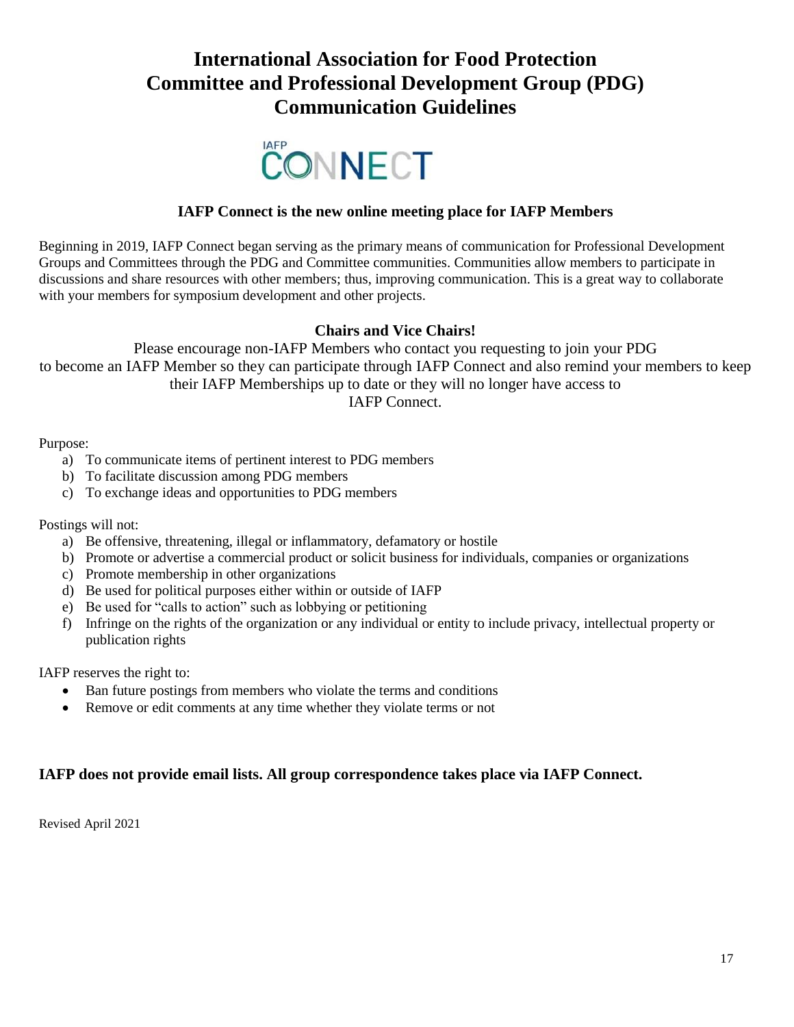# International Association for Food Protection Committee and Professional Development Group (PDG) Communication Guidelines

IAFP CONNECT

### IAFP Connect is the new online meeting place for IAFP Members

Beginning in 2019, IAFP Connect began serving as the primary means of communication for Professional Development Groups and Committees through the PDG and Committee communities. Communities allow members to participate in discussions and share resources with other members; thus, improving communication. This is a great way to collaborate with your members for symposium development and other projects.

**Chairs and Vice Chairs!**

Please encourage non-IAFP Members who contact you requesting to join your PDG to become an IAFP Member so they can participate through IAFP Connect and also remind your members to keep their IAFP Memberships up to date or they will no longer have access to IAFP Connect.

Purpose:

a) To communicate items of pertinent interest to PDG members
b) To facilitate discussion among PDG members
c) To exchange ideas and opportunities to PDG members

Postings will not:

a) Be offensive, threatening, illegal or inflammatory, defamatory or hostile
b) Promote or advertise a commercial product or solicit business for individuals, companies or organizations
c) Promote membership in other organizations
d) Be used for political purposes either within or outside of IAFP
e) Be used for "calls to action" such as lobbying or petitioning
f) Infringe on the rights of the organization or any individual or entity to include privacy, intellectual property or publication rights

IAFP reserves the right to:

- Ban future postings from members who violate the terms and conditions
- Remove or edit comments at any time whether they violate terms or not

**IAFP does not provide email lists. All group correspondence takes place via IAFP Connect.**

Revised April 2021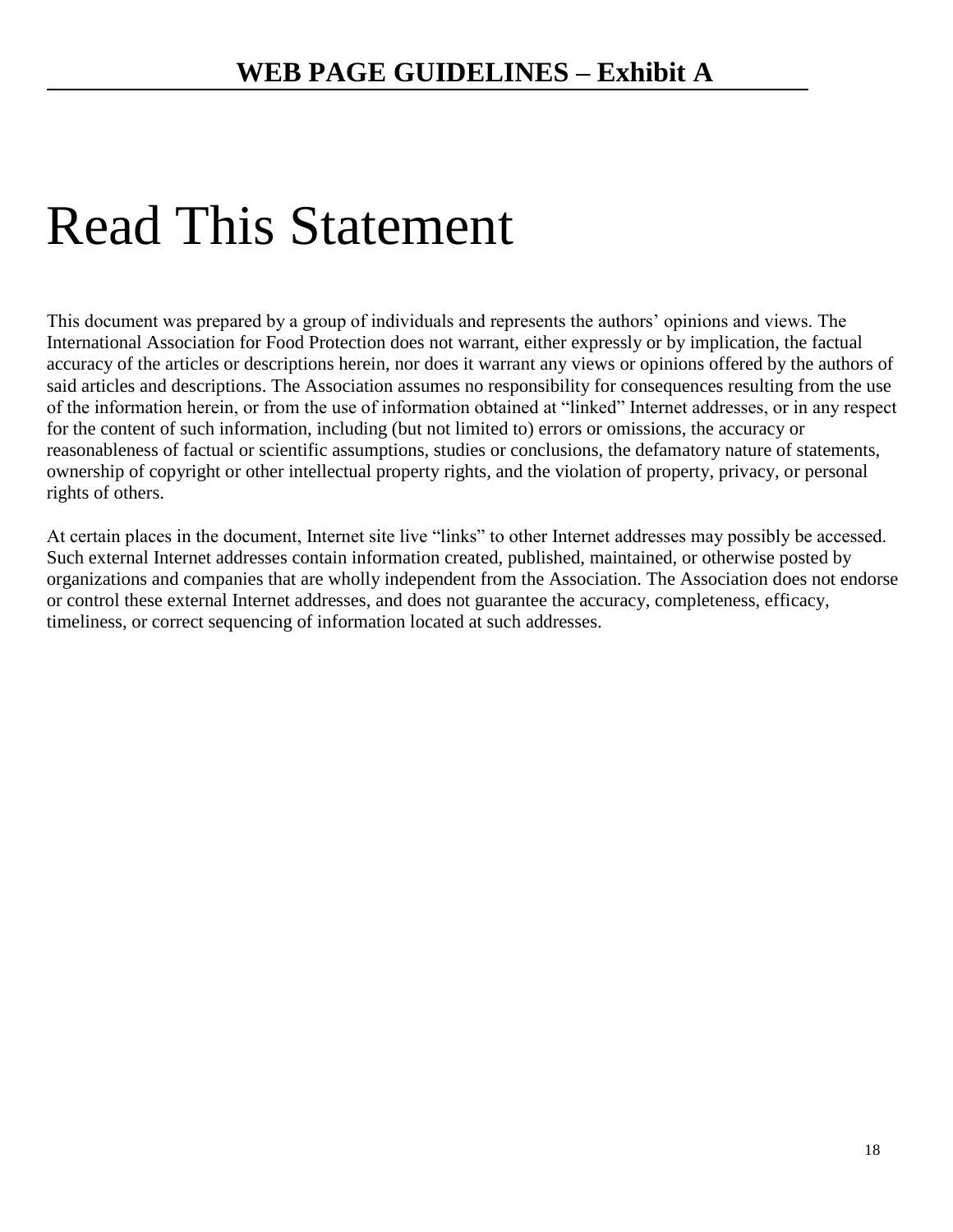## WEB PAGE GUIDELINES – Exhibit A

# Read This Statement

This document was prepared by a group of individuals and represents the authors' opinions and views. The International Association for Food Protection does not warrant, either expressly or by implication, the factual accuracy of the articles or descriptions herein, nor does it warrant any views or opinions offered by the authors of said articles and descriptions. The Association assumes no responsibility for consequences resulting from the use of the information herein, or from the use of information obtained at "linked" Internet addresses, or in any respect for the content of such information, including (but not limited to) errors or omissions, the accuracy or reasonableness of factual or scientific assumptions, studies or conclusions, the defamatory nature of statements, ownership of copyright or other intellectual property rights, and the violation of property, privacy, or personal rights of others.

At certain places in the document, Internet site live "links" to other Internet addresses may possibly be accessed. Such external Internet addresses contain information created, published, maintained, or otherwise posted by organizations and companies that are wholly independent from the Association. The Association does not endorse or control these external Internet addresses, and does not guarantee the accuracy, completeness, efficacy, timeliness, or correct sequencing of information located at such addresses.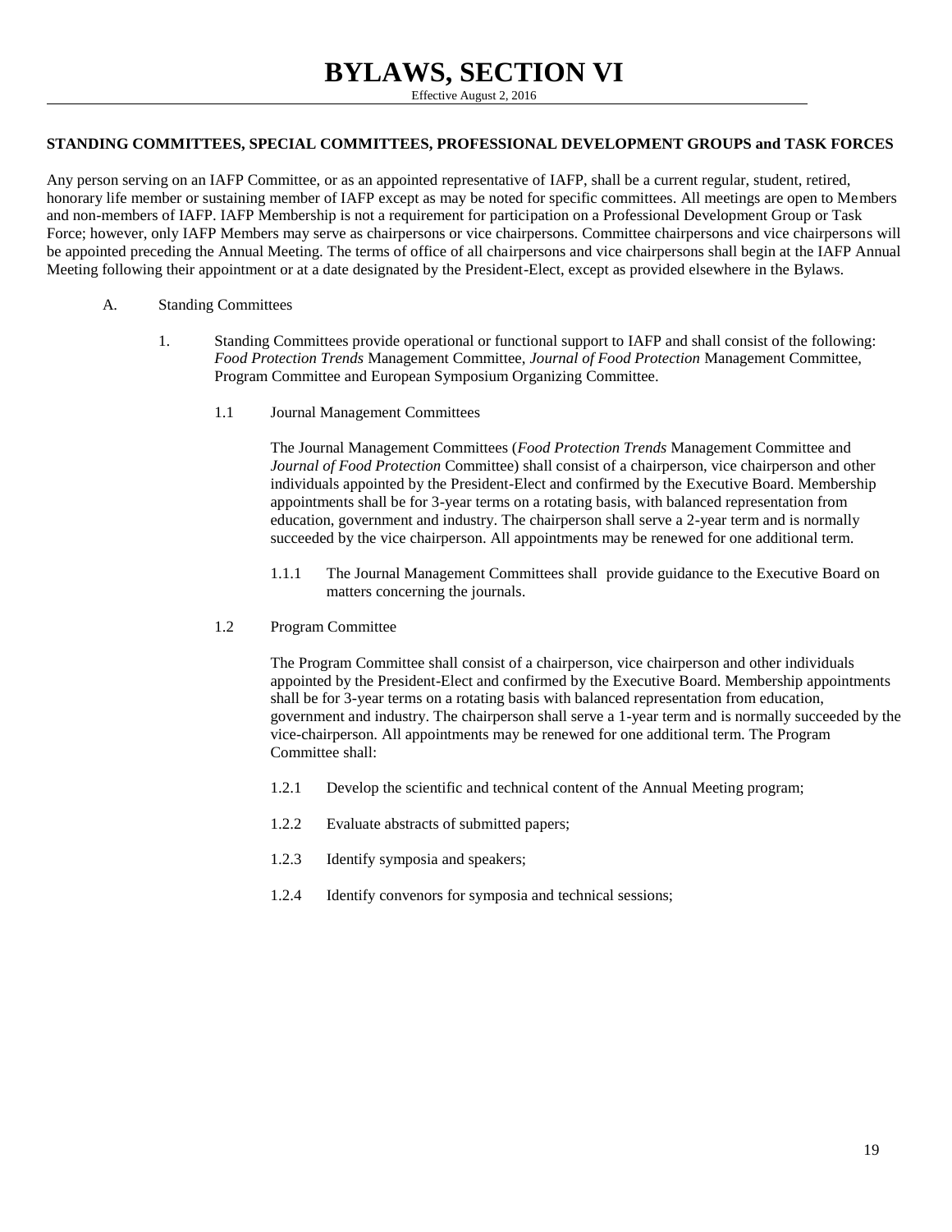# BYLAWS, SECTION VI

Effective August 2, 2016

**STANDING COMMITTEES, SPECIAL COMMITTEES, PROFESSIONAL DEVELOPMENT GROUPS and TASK FORCES**

Any person serving on an IAFP Committee, or as an appointed representative of IAFP, shall be a current regular, student, retired, honorary life member or sustaining member of IAFP except as may be noted for specific committees. All meetings are open to Members and non-members of IAFP. IAFP Membership is not a requirement for participation on a Professional Development Group or Task Force; however, only IAFP Members may serve as chairpersons or vice chairpersons. Committee chairpersons and vice chairpersons will be appointed preceding the Annual Meeting. The terms of office of all chairpersons and vice chairpersons shall begin at the IAFP Annual Meeting following their appointment or at a date designated by the President-Elect, except as provided elsewhere in the Bylaws.

A. Standing Committees

1. Standing Committees provide operational or functional support to IAFP and shall consist of the following: *Food Protection Trends* Management Committee, *Journal of Food Protection* Management Committee, Program Committee and European Symposium Organizing Committee.

1.1 Journal Management Committees

The Journal Management Committees (*Food Protection Trends* Management Committee and *Journal of Food Protection* Committee) shall consist of a chairperson, vice chairperson and other individuals appointed by the President-Elect and confirmed by the Executive Board. Membership appointments shall be for 3-year terms on a rotating basis, with balanced representation from education, government and industry. The chairperson shall serve a 2-year term and is normally succeeded by the vice chairperson. All appointments may be renewed for one additional term.

1.1.1 The Journal Management Committees shall provide guidance to the Executive Board on matters concerning the journals.

1.2 Program Committee

The Program Committee shall consist of a chairperson, vice chairperson and other individuals appointed by the President-Elect and confirmed by the Executive Board. Membership appointments shall be for 3-year terms on a rotating basis with balanced representation from education, government and industry. The chairperson shall serve a 1-year term and is normally succeeded by the vice-chairperson. All appointments may be renewed for one additional term. The Program Committee shall:

1.2.1 Develop the scientific and technical content of the Annual Meeting program;

1.2.2 Evaluate abstracts of submitted papers;

1.2.3 Identify symposia and speakers;

1.2.4 Identify convenors for symposia and technical sessions;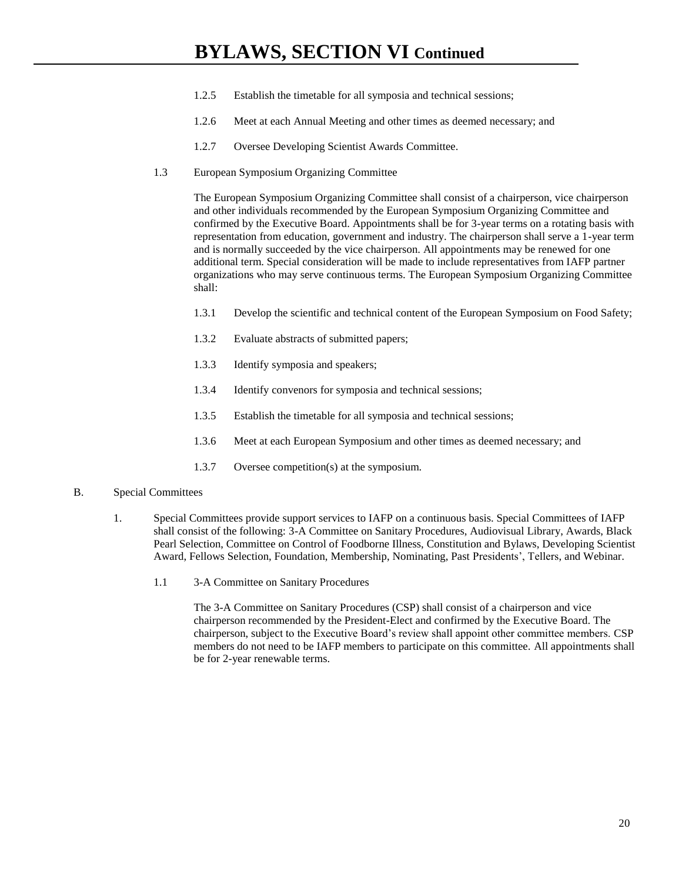# BYLAWS, SECTION VI Continued

1.2.5 Establish the timetable for all symposia and technical sessions;

1.2.6 Meet at each Annual Meeting and other times as deemed necessary; and

1.2.7 Oversee Developing Scientist Awards Committee.

1.3 European Symposium Organizing Committee

The European Symposium Organizing Committee shall consist of a chairperson, vice chairperson and other individuals recommended by the European Symposium Organizing Committee and confirmed by the Executive Board. Appointments shall be for 3-year terms on a rotating basis with representation from education, government and industry. The chairperson shall serve a 1-year term and is normally succeeded by the vice chairperson. All appointments may be renewed for one additional term. Special consideration will be made to include representatives from IAFP partner organizations who may serve continuous terms. The European Symposium Organizing Committee shall:

1.3.1 Develop the scientific and technical content of the European Symposium on Food Safety;

1.3.2 Evaluate abstracts of submitted papers;

1.3.3 Identify symposia and speakers;

1.3.4 Identify convenors for symposia and technical sessions;

1.3.5 Establish the timetable for all symposia and technical sessions;

1.3.6 Meet at each European Symposium and other times as deemed necessary; and

1.3.7 Oversee competition(s) at the symposium.

B. Special Committees

1. Special Committees provide support services to IAFP on a continuous basis. Special Committees of IAFP shall consist of the following: 3-A Committee on Sanitary Procedures, Audiovisual Library, Awards, Black Pearl Selection, Committee on Control of Foodborne Illness, Constitution and Bylaws, Developing Scientist Award, Fellows Selection, Foundation, Membership, Nominating, Past Presidents', Tellers, and Webinar.

1.1 3-A Committee on Sanitary Procedures

The 3-A Committee on Sanitary Procedures (CSP) shall consist of a chairperson and vice chairperson recommended by the President-Elect and confirmed by the Executive Board. The chairperson, subject to the Executive Board's review shall appoint other committee members. CSP members do not need to be IAFP members to participate on this committee. All appointments shall be for 2-year renewable terms.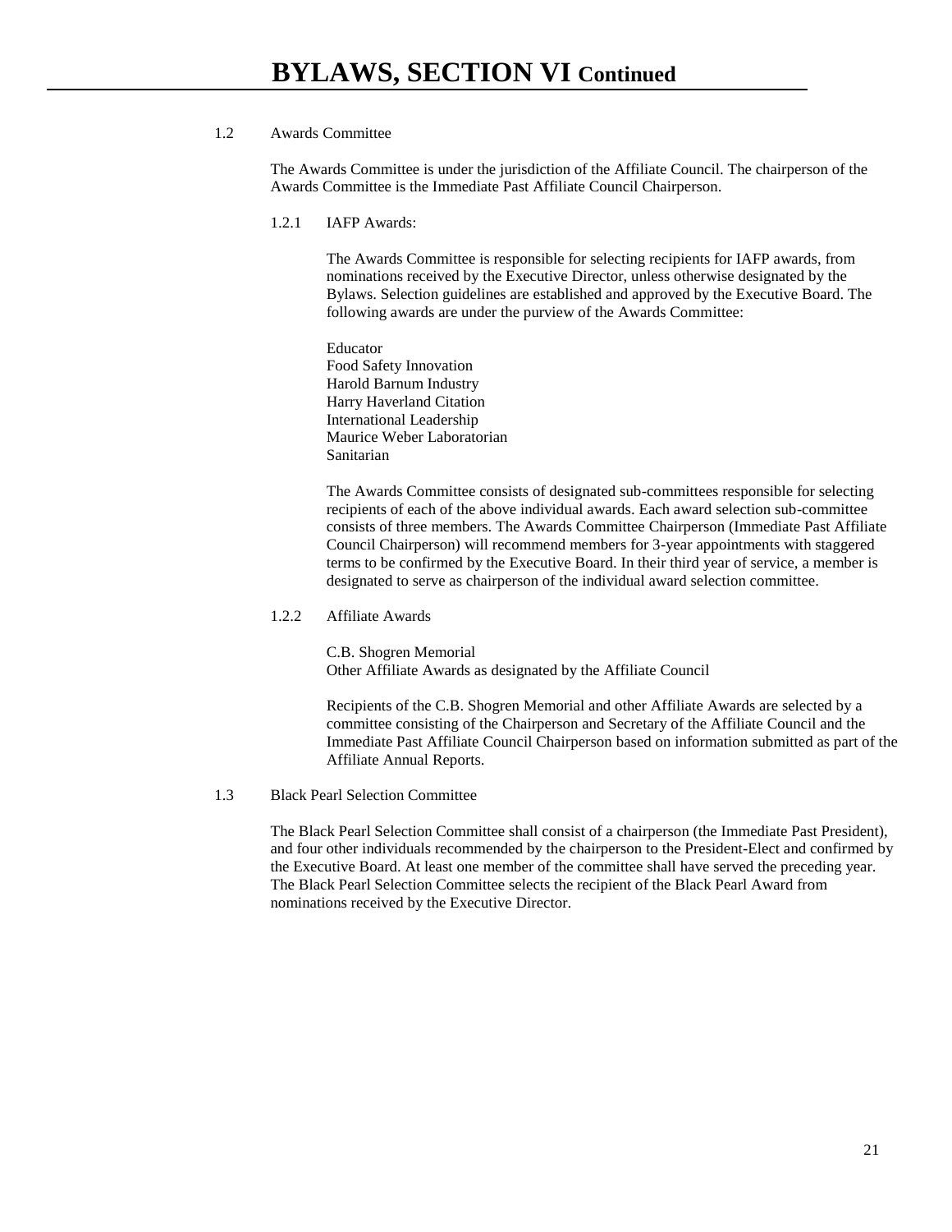# BYLAWS, SECTION VI Continued

1.2 Awards Committee

The Awards Committee is under the jurisdiction of the Affiliate Council. The chairperson of the Awards Committee is the Immediate Past Affiliate Council Chairperson.

1.2.1 IAFP Awards:

The Awards Committee is responsible for selecting recipients for IAFP awards, from nominations received by the Executive Director, unless otherwise designated by the Bylaws. Selection guidelines are established and approved by the Executive Board. The following awards are under the purview of the Awards Committee:

Educator
Food Safety Innovation
Harold Barnum Industry
Harry Haverland Citation
International Leadership
Maurice Weber Laboratorian
Sanitarian

The Awards Committee consists of designated sub-committees responsible for selecting recipients of each of the above individual awards. Each award selection sub-committee consists of three members. The Awards Committee Chairperson (Immediate Past Affiliate Council Chairperson) will recommend members for 3-year appointments with staggered terms to be confirmed by the Executive Board. In their third year of service, a member is designated to serve as chairperson of the individual award selection committee.

1.2.2 Affiliate Awards

C.B. Shogren Memorial
Other Affiliate Awards as designated by the Affiliate Council

Recipients of the C.B. Shogren Memorial and other Affiliate Awards are selected by a committee consisting of the Chairperson and Secretary of the Affiliate Council and the Immediate Past Affiliate Council Chairperson based on information submitted as part of the Affiliate Annual Reports.

1.3 Black Pearl Selection Committee

The Black Pearl Selection Committee shall consist of a chairperson (the Immediate Past President), and four other individuals recommended by the chairperson to the President-Elect and confirmed by the Executive Board. At least one member of the committee shall have served the preceding year. The Black Pearl Selection Committee selects the recipient of the Black Pearl Award from nominations received by the Executive Director.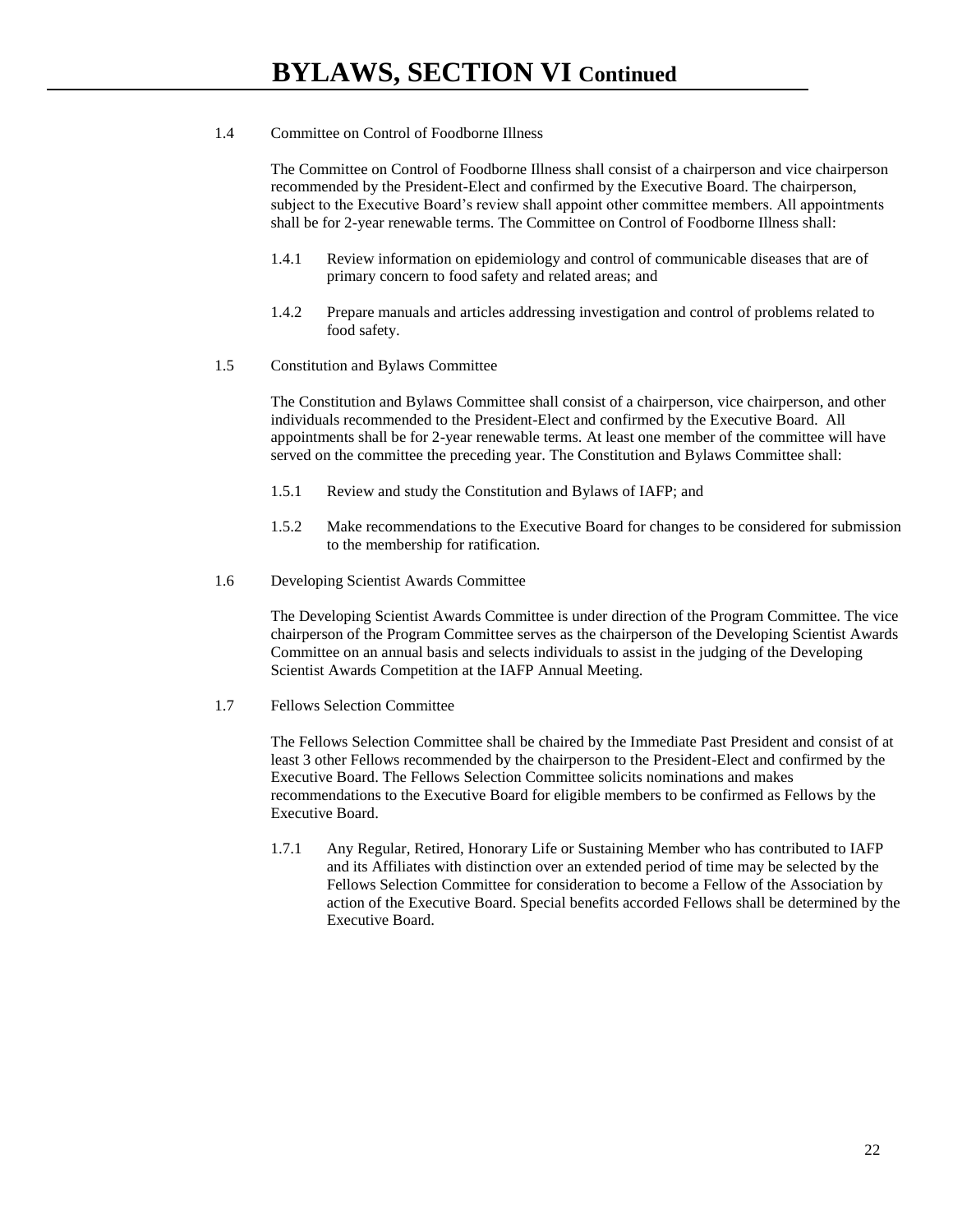# BYLAWS, SECTION VI Continued

1.4 Committee on Control of Foodborne Illness

The Committee on Control of Foodborne Illness shall consist of a chairperson and vice chairperson recommended by the President-Elect and confirmed by the Executive Board. The chairperson, subject to the Executive Board's review shall appoint other committee members. All appointments shall be for 2-year renewable terms. The Committee on Control of Foodborne Illness shall:

1.4.1 Review information on epidemiology and control of communicable diseases that are of primary concern to food safety and related areas; and

1.4.2 Prepare manuals and articles addressing investigation and control of problems related to food safety.

1.5 Constitution and Bylaws Committee

The Constitution and Bylaws Committee shall consist of a chairperson, vice chairperson, and other individuals recommended to the President-Elect and confirmed by the Executive Board. All appointments shall be for 2-year renewable terms. At least one member of the committee will have served on the committee the preceding year. The Constitution and Bylaws Committee shall:

1.5.1 Review and study the Constitution and Bylaws of IAFP; and

1.5.2 Make recommendations to the Executive Board for changes to be considered for submission to the membership for ratification.

1.6 Developing Scientist Awards Committee

The Developing Scientist Awards Committee is under direction of the Program Committee. The vice chairperson of the Program Committee serves as the chairperson of the Developing Scientist Awards Committee on an annual basis and selects individuals to assist in the judging of the Developing Scientist Awards Competition at the IAFP Annual Meeting.

1.7 Fellows Selection Committee

The Fellows Selection Committee shall be chaired by the Immediate Past President and consist of at least 3 other Fellows recommended by the chairperson to the President-Elect and confirmed by the Executive Board. The Fellows Selection Committee solicits nominations and makes recommendations to the Executive Board for eligible members to be confirmed as Fellows by the Executive Board.

1.7.1 Any Regular, Retired, Honorary Life or Sustaining Member who has contributed to IAFP and its Affiliates with distinction over an extended period of time may be selected by the Fellows Selection Committee for consideration to become a Fellow of the Association by action of the Executive Board. Special benefits accorded Fellows shall be determined by the Executive Board.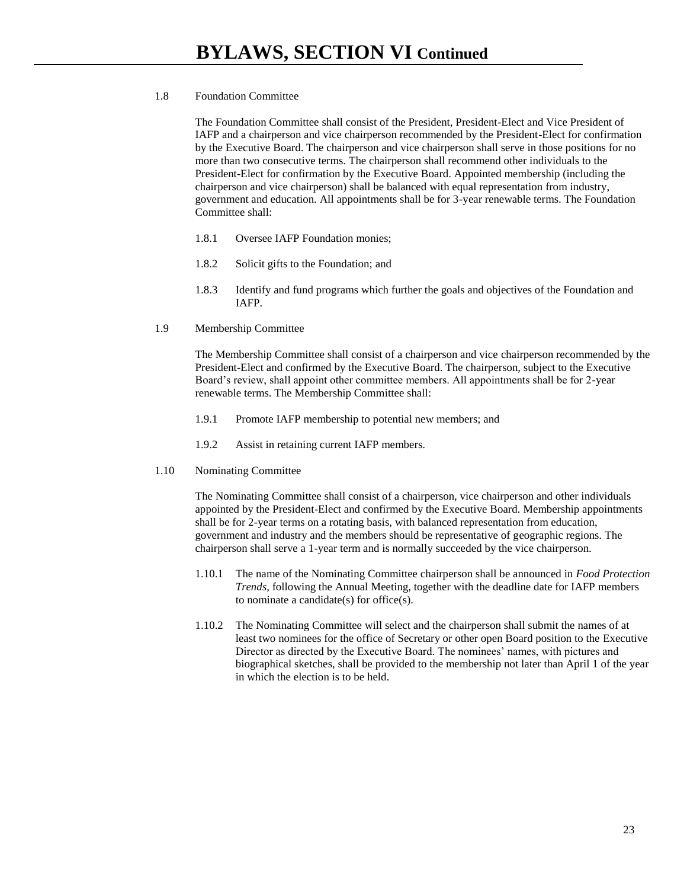# BYLAWS, SECTION VI Continued

1.8 Foundation Committee

The Foundation Committee shall consist of the President, President-Elect and Vice President of IAFP and a chairperson and vice chairperson recommended by the President-Elect for confirmation by the Executive Board. The chairperson and vice chairperson shall serve in those positions for no more than two consecutive terms. The chairperson shall recommend other individuals to the President-Elect for confirmation by the Executive Board. Appointed membership (including the chairperson and vice chairperson) shall be balanced with equal representation from industry, government and education. All appointments shall be for 3-year renewable terms. The Foundation Committee shall:

1.8.1 Oversee IAFP Foundation monies;

1.8.2 Solicit gifts to the Foundation; and

1.8.3 Identify and fund programs which further the goals and objectives of the Foundation and IAFP.

1.9 Membership Committee

The Membership Committee shall consist of a chairperson and vice chairperson recommended by the President-Elect and confirmed by the Executive Board. The chairperson, subject to the Executive Board's review, shall appoint other committee members. All appointments shall be for 2-year renewable terms. The Membership Committee shall:

1.9.1 Promote IAFP membership to potential new members; and

1.9.2 Assist in retaining current IAFP members.

1.10 Nominating Committee

The Nominating Committee shall consist of a chairperson, vice chairperson and other individuals appointed by the President-Elect and confirmed by the Executive Board. Membership appointments shall be for 2-year terms on a rotating basis, with balanced representation from education, government and industry and the members should be representative of geographic regions. The chairperson shall serve a 1-year term and is normally succeeded by the vice chairperson.

1.10.1 The name of the Nominating Committee chairperson shall be announced in *Food Protection Trends*, following the Annual Meeting, together with the deadline date for IAFP members to nominate a candidate(s) for office(s).

1.10.2 The Nominating Committee will select and the chairperson shall submit the names of at least two nominees for the office of Secretary or other open Board position to the Executive Director as directed by the Executive Board. The nominees' names, with pictures and biographical sketches, shall be provided to the membership not later than April 1 of the year in which the election is to be held.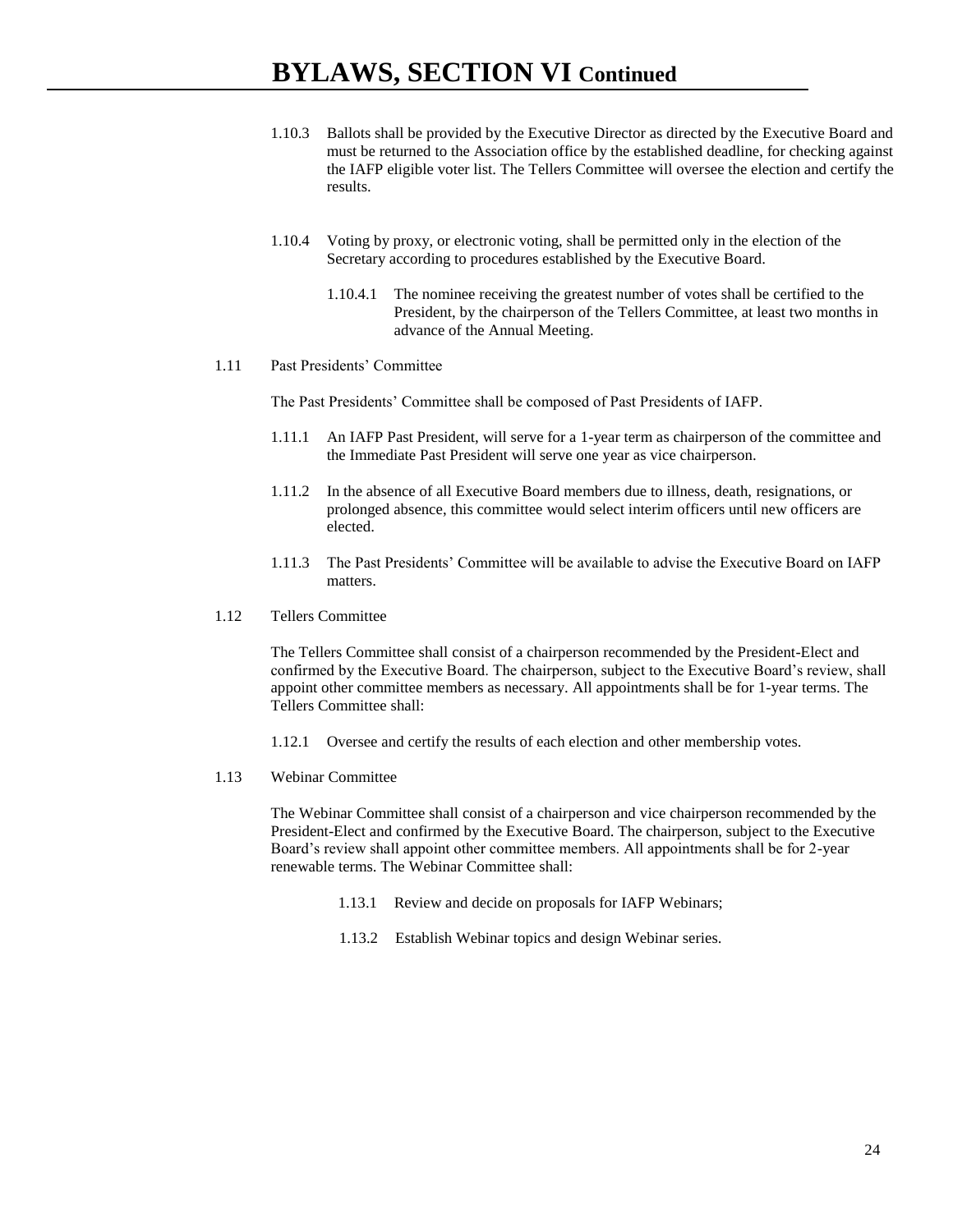# BYLAWS, SECTION VI Continued

1.10.3 Ballots shall be provided by the Executive Director as directed by the Executive Board and must be returned to the Association office by the established deadline, for checking against the IAFP eligible voter list. The Tellers Committee will oversee the election and certify the results.

1.10.4 Voting by proxy, or electronic voting, shall be permitted only in the election of the Secretary according to procedures established by the Executive Board.

1.10.4.1 The nominee receiving the greatest number of votes shall be certified to the President, by the chairperson of the Tellers Committee, at least two months in advance of the Annual Meeting.

1.11 Past Presidents' Committee

The Past Presidents' Committee shall be composed of Past Presidents of IAFP.

1.11.1 An IAFP Past President, will serve for a 1-year term as chairperson of the committee and the Immediate Past President will serve one year as vice chairperson.

1.11.2 In the absence of all Executive Board members due to illness, death, resignations, or prolonged absence, this committee would select interim officers until new officers are elected.

1.11.3 The Past Presidents' Committee will be available to advise the Executive Board on IAFP matters.

1.12 Tellers Committee

The Tellers Committee shall consist of a chairperson recommended by the President-Elect and confirmed by the Executive Board. The chairperson, subject to the Executive Board's review, shall appoint other committee members as necessary. All appointments shall be for 1-year terms. The Tellers Committee shall:

1.12.1 Oversee and certify the results of each election and other membership votes.

1.13 Webinar Committee

The Webinar Committee shall consist of a chairperson and vice chairperson recommended by the President-Elect and confirmed by the Executive Board. The chairperson, subject to the Executive Board's review shall appoint other committee members. All appointments shall be for 2-year renewable terms. The Webinar Committee shall:

1.13.1 Review and decide on proposals for IAFP Webinars;

1.13.2 Establish Webinar topics and design Webinar series.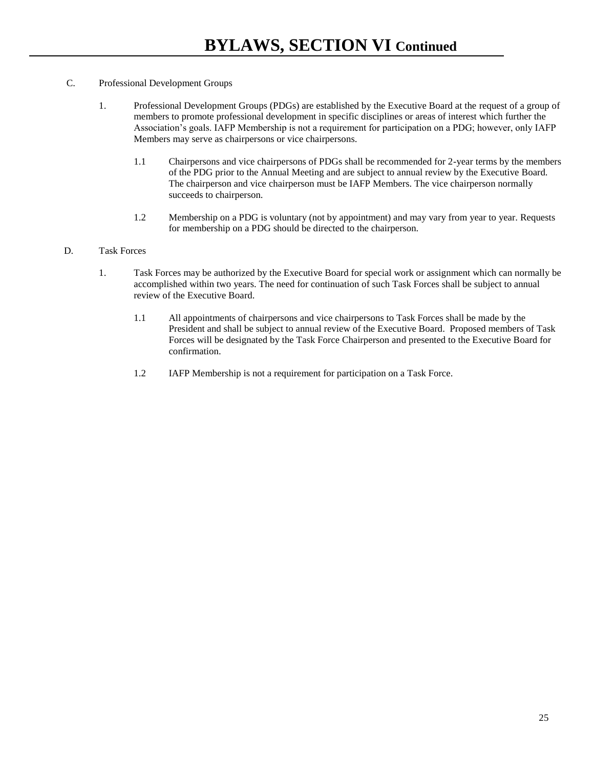# BYLAWS, SECTION VI Continued

C. Professional Development Groups

1. Professional Development Groups (PDGs) are established by the Executive Board at the request of a group of members to promote professional development in specific disciplines or areas of interest which further the Association's goals. IAFP Membership is not a requirement for participation on a PDG; however, only IAFP Members may serve as chairpersons or vice chairpersons.

   1.1 Chairpersons and vice chairpersons of PDGs shall be recommended for 2-year terms by the members of the PDG prior to the Annual Meeting and are subject to annual review by the Executive Board. The chairperson and vice chairperson must be IAFP Members. The vice chairperson normally succeeds to chairperson.

   1.2 Membership on a PDG is voluntary (not by appointment) and may vary from year to year. Requests for membership on a PDG should be directed to the chairperson.

D. Task Forces

1. Task Forces may be authorized by the Executive Board for special work or assignment which can normally be accomplished within two years. The need for continuation of such Task Forces shall be subject to annual review of the Executive Board.

   1.1 All appointments of chairpersons and vice chairpersons to Task Forces shall be made by the President and shall be subject to annual review of the Executive Board. Proposed members of Task Forces will be designated by the Task Force Chairperson and presented to the Executive Board for confirmation.

   1.2 IAFP Membership is not a requirement for participation on a Task Force.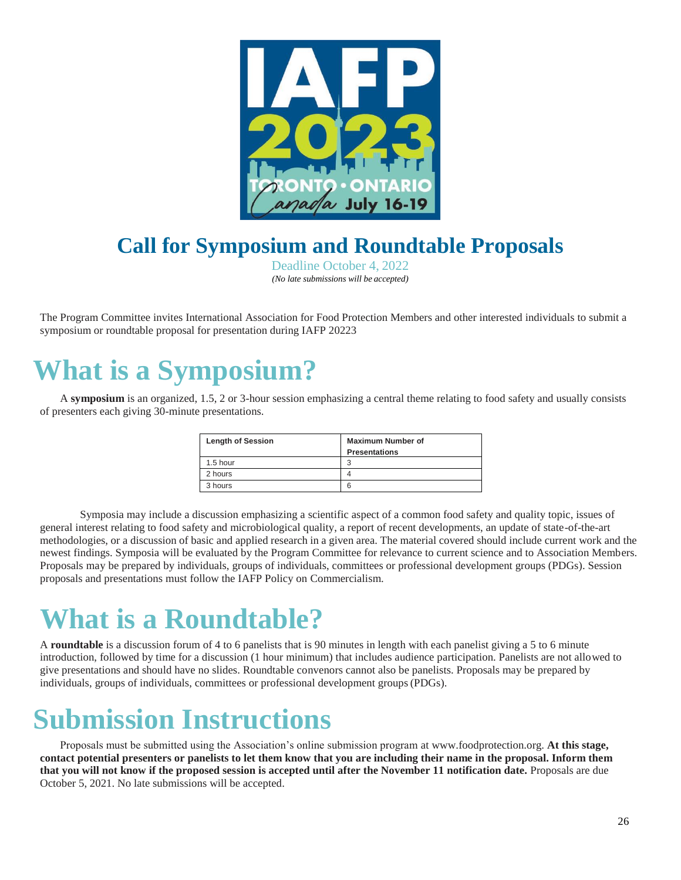# Call for Symposium and Roundtable Proposals

Deadline October 4, 2022

*(No late submissions will be accepted)*

The Program Committee invites International Association for Food Protection Members and other interested individuals to submit a symposium or roundtable proposal for presentation during IAFP 20223

# What is a Symposium?

A **symposium** is an organized, 1.5, 2 or 3-hour session emphasizing a central theme relating to food safety and usually consists of presenters each giving 30-minute presentations.

| Length of Session | Maximum Number of Presentations |
|---|---|
| 1.5 hour | 3 |
| 2 hours | 4 |
| 3 hours | 6 |

Symposia may include a discussion emphasizing a scientific aspect of a common food safety and quality topic, issues of general interest relating to food safety and microbiological quality, a report of recent developments, an update of state-of-the-art methodologies, or a discussion of basic and applied research in a given area. The material covered should include current work and the newest findings. Symposia will be evaluated by the Program Committee for relevance to current science and to Association Members. Proposals may be prepared by individuals, groups of individuals, committees or professional development groups (PDGs). Session proposals and presentations must follow the IAFP Policy on Commercialism.

# What is a Roundtable?

A **roundtable** is a discussion forum of 4 to 6 panelists that is 90 minutes in length with each panelist giving a 5 to 6 minute introduction, followed by time for a discussion (1 hour minimum) that includes audience participation. Panelists are not allowed to give presentations and should have no slides. Roundtable convenors cannot also be panelists. Proposals may be prepared by individuals, groups of individuals, committees or professional development groups (PDGs).

# Submission Instructions

Proposals must be submitted using the Association's online submission program at www.foodprotection.org. **At this stage, contact potential presenters or panelists to let them know that you are including their name in the proposal. Inform them that you will not know if the proposed session is accepted until after the November 11 notification date.** Proposals are due October 5, 2021. No late submissions will be accepted.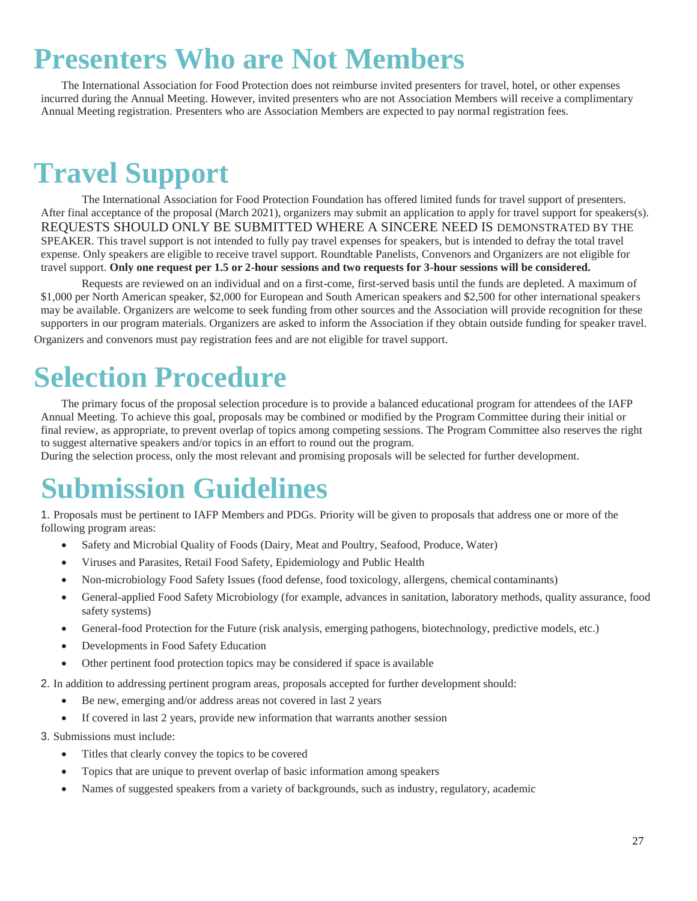# Presenters Who are Not Members

The International Association for Food Protection does not reimburse invited presenters for travel, hotel, or other expenses incurred during the Annual Meeting. However, invited presenters who are not Association Members will receive a complimentary Annual Meeting registration. Presenters who are Association Members are expected to pay normal registration fees.

# Travel Support

The International Association for Food Protection Foundation has offered limited funds for travel support of presenters. After final acceptance of the proposal (March 2021), organizers may submit an application to apply for travel support for speakers(s). REQUESTS SHOULD ONLY BE SUBMITTED WHERE A SINCERE NEED IS DEMONSTRATED BY THE SPEAKER. This travel support is not intended to fully pay travel expenses for speakers, but is intended to defray the total travel expense. Only speakers are eligible to receive travel support. Roundtable Panelists, Convenors and Organizers are not eligible for travel support. **Only one request per 1.5 or 2-hour sessions and two requests for 3-hour sessions will be considered.**

Requests are reviewed on an individual and on a first-come, first-served basis until the funds are depleted. A maximum of $1,000 per North American speaker, $2,000 for European and South American speakers and $2,500 for other international speakers may be available. Organizers are welcome to seek funding from other sources and the Association will provide recognition for these supporters in our program materials. Organizers are asked to inform the Association if they obtain outside funding for speaker travel.

Organizers and convenors must pay registration fees and are not eligible for travel support.

# Selection Procedure

The primary focus of the proposal selection procedure is to provide a balanced educational program for attendees of the IAFP Annual Meeting. To achieve this goal, proposals may be combined or modified by the Program Committee during their initial or final review, as appropriate, to prevent overlap of topics among competing sessions. The Program Committee also reserves the right to suggest alternative speakers and/or topics in an effort to round out the program.

During the selection process, only the most relevant and promising proposals will be selected for further development.

# Submission Guidelines

1. Proposals must be pertinent to IAFP Members and PDGs. Priority will be given to proposals that address one or more of the following program areas:
   - Safety and Microbial Quality of Foods (Dairy, Meat and Poultry, Seafood, Produce, Water)
   - Viruses and Parasites, Retail Food Safety, Epidemiology and Public Health
   - Non-microbiology Food Safety Issues (food defense, food toxicology, allergens, chemical contaminants)
   - General-applied Food Safety Microbiology (for example, advances in sanitation, laboratory methods, quality assurance, food safety systems)
   - General-food Protection for the Future (risk analysis, emerging pathogens, biotechnology, predictive models, etc.)
   - Developments in Food Safety Education
   - Other pertinent food protection topics may be considered if space is available
2. In addition to addressing pertinent program areas, proposals accepted for further development should:
   - Be new, emerging and/or address areas not covered in last 2 years
   - If covered in last 2 years, provide new information that warrants another session
3. Submissions must include:
   - Titles that clearly convey the topics to be covered
   - Topics that are unique to prevent overlap of basic information among speakers
   - Names of suggested speakers from a variety of backgrounds, such as industry, regulatory, academic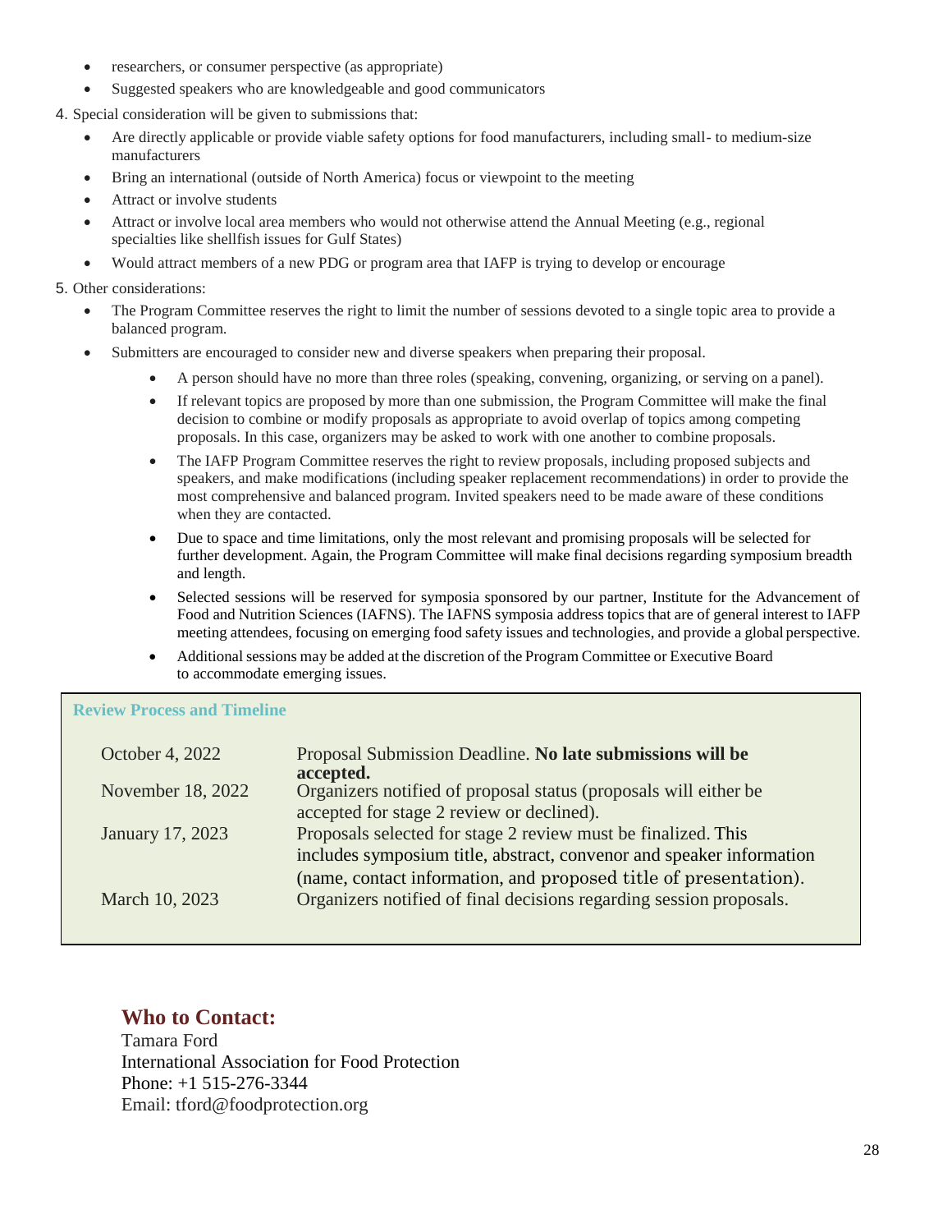- researchers, or consumer perspective (as appropriate)
- Suggested speakers who are knowledgeable and good communicators

4. Special consideration will be given to submissions that:
   - Are directly applicable or provide viable safety options for food manufacturers, including small- to medium-size manufacturers
   - Bring an international (outside of North America) focus or viewpoint to the meeting
   - Attract or involve students
   - Attract or involve local area members who would not otherwise attend the Annual Meeting (e.g., regional specialties like shellfish issues for Gulf States)
   - Would attract members of a new PDG or program area that IAFP is trying to develop or encourage

5. Other considerations:
   - The Program Committee reserves the right to limit the number of sessions devoted to a single topic area to provide a balanced program.
   - Submitters are encouraged to consider new and diverse speakers when preparing their proposal.
     - A person should have no more than three roles (speaking, convening, organizing, or serving on a panel).
     - If relevant topics are proposed by more than one submission, the Program Committee will make the final decision to combine or modify proposals as appropriate to avoid overlap of topics among competing proposals. In this case, organizers may be asked to work with one another to combine proposals.
     - The IAFP Program Committee reserves the right to review proposals, including proposed subjects and speakers, and make modifications (including speaker replacement recommendations) in order to provide the most comprehensive and balanced program. Invited speakers need to be made aware of these conditions when they are contacted.
     - Due to space and time limitations, only the most relevant and promising proposals will be selected for further development. Again, the Program Committee will make final decisions regarding symposium breadth and length.
     - Selected sessions will be reserved for symposia sponsored by our partner, Institute for the Advancement of Food and Nutrition Sciences (IAFNS). The IAFNS symposia address topics that are of general interest to IAFP meeting attendees, focusing on emerging food safety issues and technologies, and provide a global perspective.
     - Additional sessions may be added at the discretion of the Program Committee or Executive Board to accommodate emerging issues.

### Review Process and Timeline

| | |
|---|---|
| October 4, 2022 | Proposal Submission Deadline. **No late submissions will be accepted.** |
| November 18, 2022 | Organizers notified of proposal status (proposals will either be accepted for stage 2 review or declined). |
| January 17, 2023 | Proposals selected for stage 2 review must be finalized. This includes symposium title, abstract, convenor and speaker information (name, contact information, and proposed title of presentation). |
| March 10, 2023 | Organizers notified of final decisions regarding session proposals. |

## Who to Contact:

Tamara Ford
International Association for Food Protection
Phone: +1 515-276-3344
Email: tford@foodprotection.org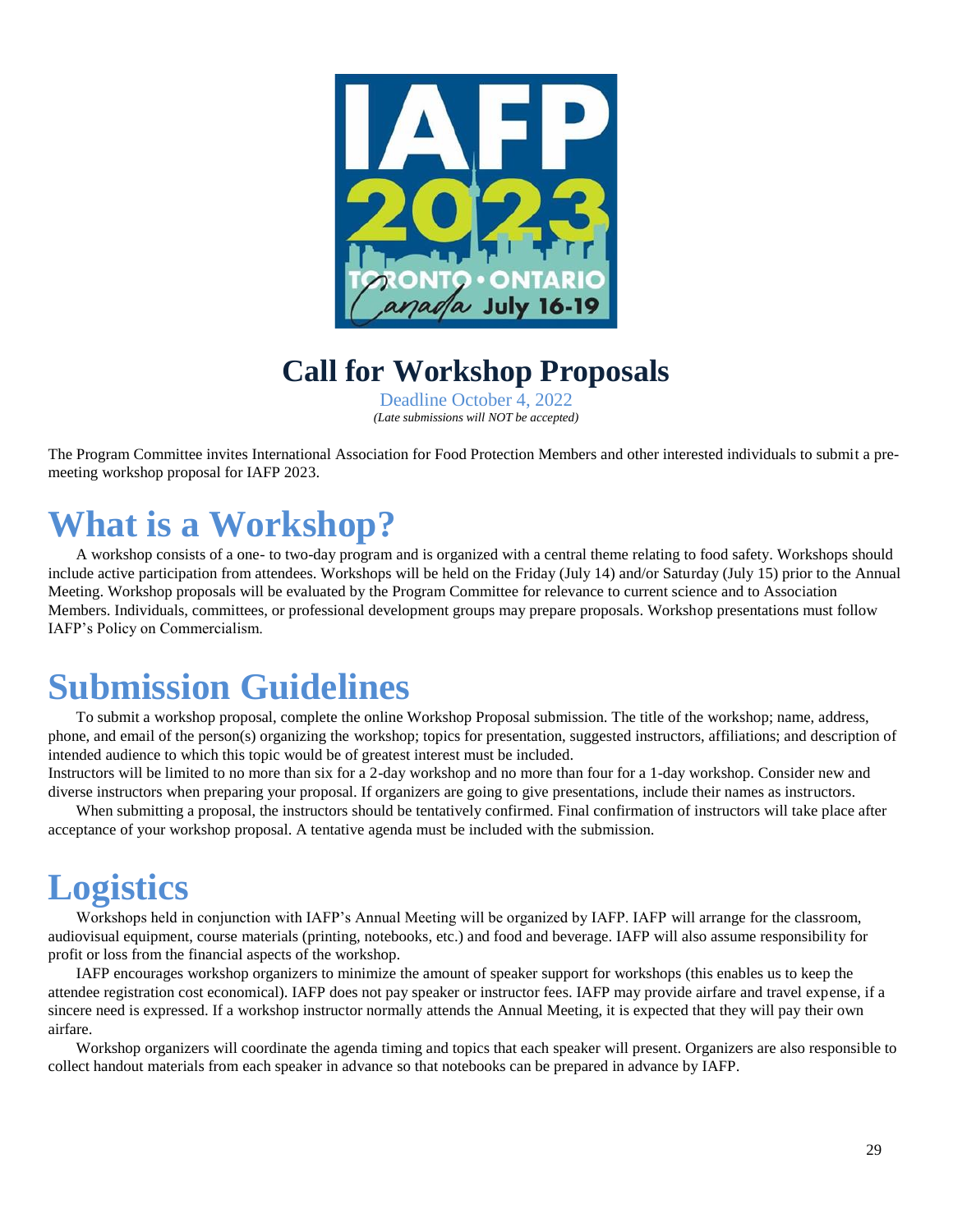# Call for Workshop Proposals

Deadline October 4, 2022

*(Late submissions will NOT be accepted)*

The Program Committee invites International Association for Food Protection Members and other interested individuals to submit a pre-meeting workshop proposal for IAFP 2023.

## What is a Workshop?

A workshop consists of a one- to two-day program and is organized with a central theme relating to food safety. Workshops should include active participation from attendees. Workshops will be held on the Friday (July 14) and/or Saturday (July 15) prior to the Annual Meeting. Workshop proposals will be evaluated by the Program Committee for relevance to current science and to Association Members. Individuals, committees, or professional development groups may prepare proposals. Workshop presentations must follow IAFP's Policy on Commercialism.

## Submission Guidelines

To submit a workshop proposal, complete the online Workshop Proposal submission. The title of the workshop; name, address, phone, and email of the person(s) organizing the workshop; topics for presentation, suggested instructors, affiliations; and description of intended audience to which this topic would be of greatest interest must be included.

Instructors will be limited to no more than six for a 2-day workshop and no more than four for a 1-day workshop. Consider new and diverse instructors when preparing your proposal. If organizers are going to give presentations, include their names as instructors.

When submitting a proposal, the instructors should be tentatively confirmed. Final confirmation of instructors will take place after acceptance of your workshop proposal. A tentative agenda must be included with the submission.

## Logistics

Workshops held in conjunction with IAFP's Annual Meeting will be organized by IAFP. IAFP will arrange for the classroom, audiovisual equipment, course materials (printing, notebooks, etc.) and food and beverage. IAFP will also assume responsibility for profit or loss from the financial aspects of the workshop.

IAFP encourages workshop organizers to minimize the amount of speaker support for workshops (this enables us to keep the attendee registration cost economical). IAFP does not pay speaker or instructor fees. IAFP may provide airfare and travel expense, if a sincere need is expressed. If a workshop instructor normally attends the Annual Meeting, it is expected that they will pay their own airfare.

Workshop organizers will coordinate the agenda timing and topics that each speaker will present. Organizers are also responsible to collect handout materials from each speaker in advance so that notebooks can be prepared in advance by IAFP.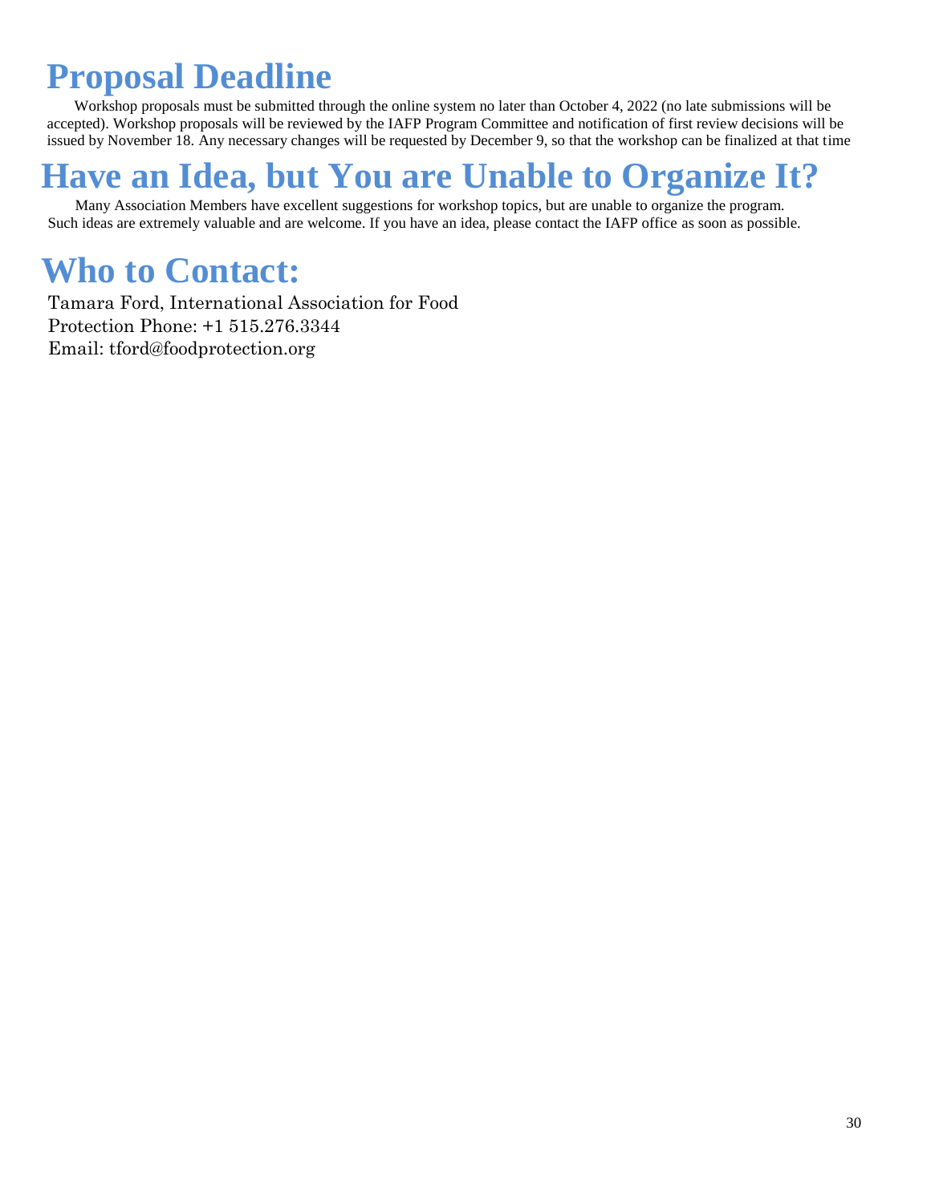# Proposal Deadline

Workshop proposals must be submitted through the online system no later than October 4, 2022 (no late submissions will be accepted). Workshop proposals will be reviewed by the IAFP Program Committee and notification of first review decisions will be issued by November 18. Any necessary changes will be requested by December 9, so that the workshop can be finalized at that time

# Have an Idea, but You are Unable to Organize It?

Many Association Members have excellent suggestions for workshop topics, but are unable to organize the program. Such ideas are extremely valuable and are welcome. If you have an idea, please contact the IAFP office as soon as possible.

# Who to Contact:

Tamara Ford, International Association for Food Protection Phone: +1 515.276.3344
Email: tford@foodprotection.org